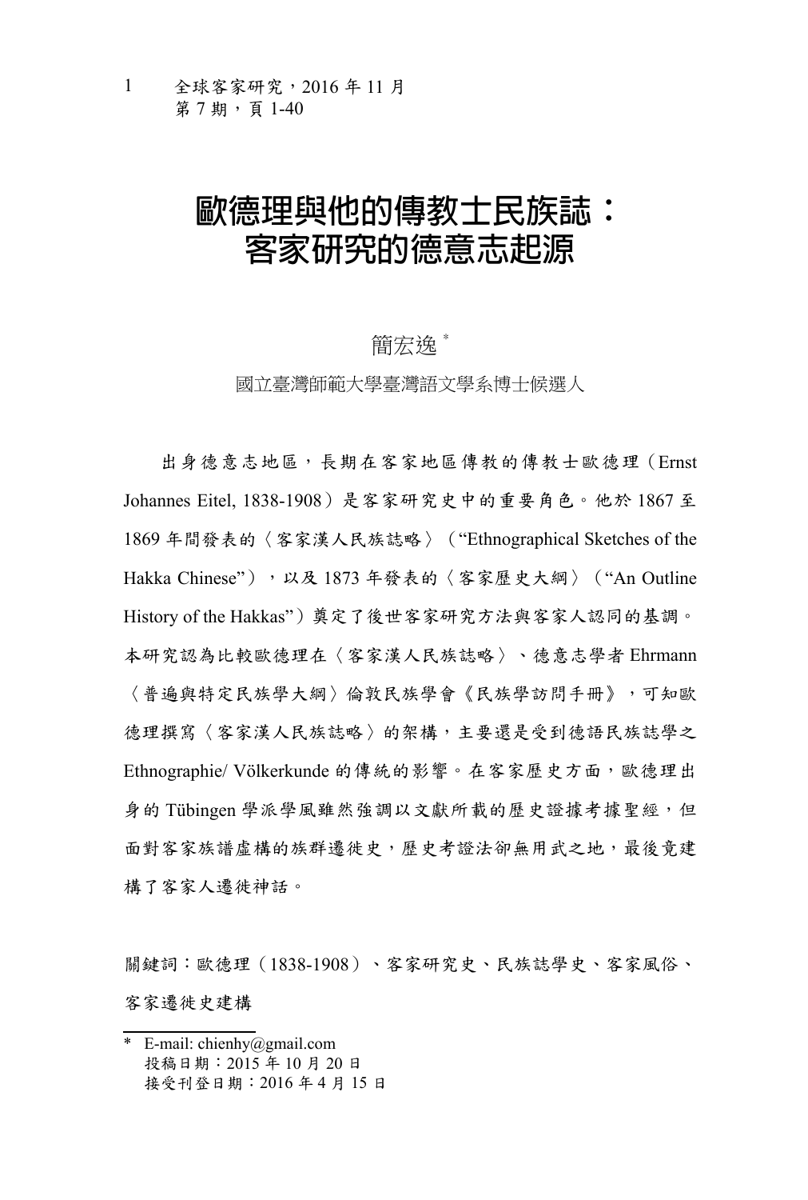# 歐德理與他的傳教士民族誌：客家研究的德意志起源

簡宏逸 *

國立臺灣師範大學臺灣語文學系博士候選人

出身德意志地區，長期在客家地區傳教的傳教士歐德理（Ernst Johannes Eitel, 1838-1908）是客家研究史中的重要角色。他於 1867 至 1869 年間發表的〈客家漢人民族誌略〉（“Ethnographical Sketches of the Hakka Chinese”），以及 1873 年發表的〈客家歷史大綱〉（“An Outline History of the Hakkas”）奠定了後世客家研究方法與客家人認同的基調。本研究認為比較歐德理在〈客家漢人民族誌略〉、德意志學者 Ehrmann〈普遍與特定民族學大綱〉倫敦民族學會《民族學訪問手冊》，可知歐德理撰寫〈客家漢人民族誌略〉的架構，主要還是受到德語民族誌學之 Ethnographie/ Völkerkunde 的傳統的影響。在客家歷史方面，歐德理出身的 Tübingen 學派學風雖然強調以文獻所載的歷史證據考據聖經，但面對客家族譜虛構的族群遷徙史，歷史考證法卻無用武之地，最後竟建構了客家人遷徙神話。

關鍵詞：歐德理（1838-1908）、客家研究史、民族誌學史、客家風俗、客家遷徙史建構

---

\* E-mail: chienhy@gmail.com
投稿日期：2015 年 10 月 20 日
接受刊登日期：2016 年 4 月 15 日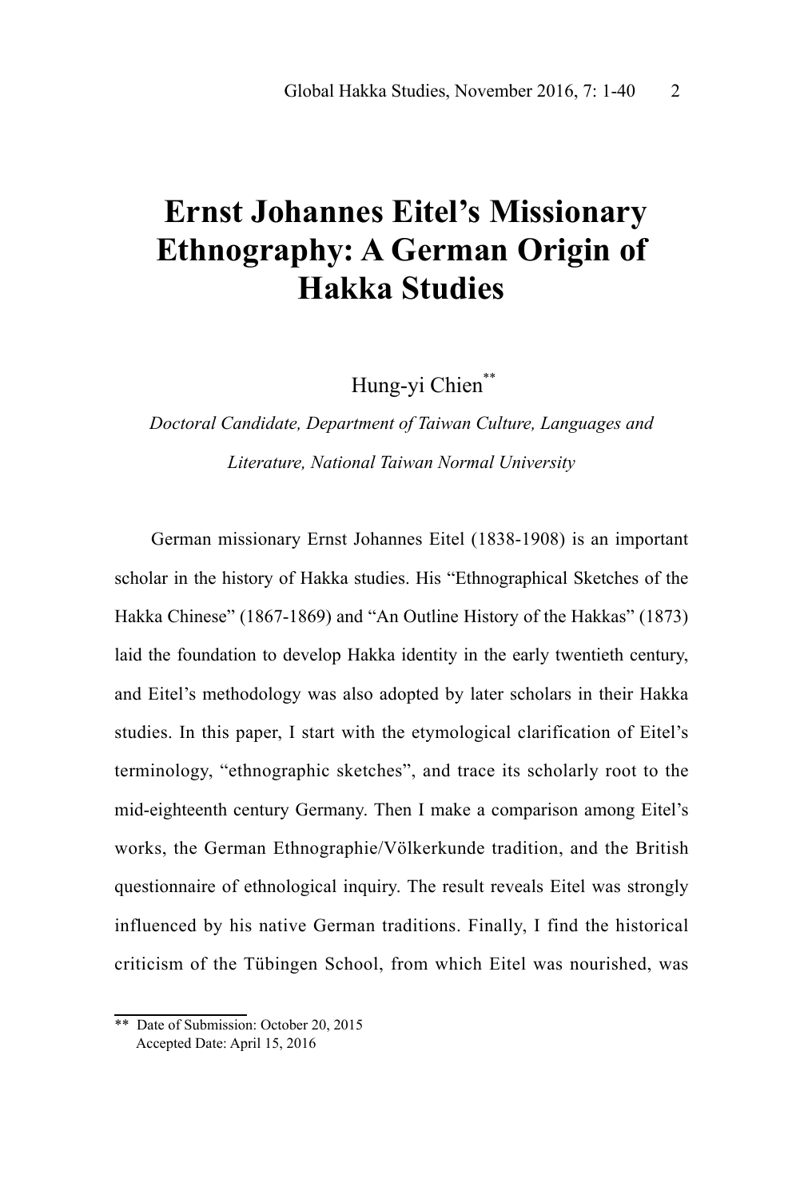# Ernst Johannes Eitel's Missionary Ethnography: A German Origin of Hakka Studies

Hung-yi Chien[**]

*Doctoral Candidate, Department of Taiwan Culture, Languages and Literature, National Taiwan Normal University*

German missionary Ernst Johannes Eitel (1838-1908) is an important scholar in the history of Hakka studies. His "Ethnographical Sketches of the Hakka Chinese" (1867-1869) and "An Outline History of the Hakkas" (1873) laid the foundation to develop Hakka identity in the early twentieth century, and Eitel's methodology was also adopted by later scholars in their Hakka studies. In this paper, I start with the etymological clarification of Eitel's terminology, "ethnographic sketches", and trace its scholarly root to the mid-eighteenth century Germany. Then I make a comparison among Eitel's works, the German Ethnographie/Völkerkunde tradition, and the British questionnaire of ethnological inquiry. The result reveals Eitel was strongly influenced by his native German traditions. Finally, I find the historical criticism of the Tübingen School, from which Eitel was nourished, was

[**] Date of Submission: October 20, 2015
Accepted Date: April 15, 2016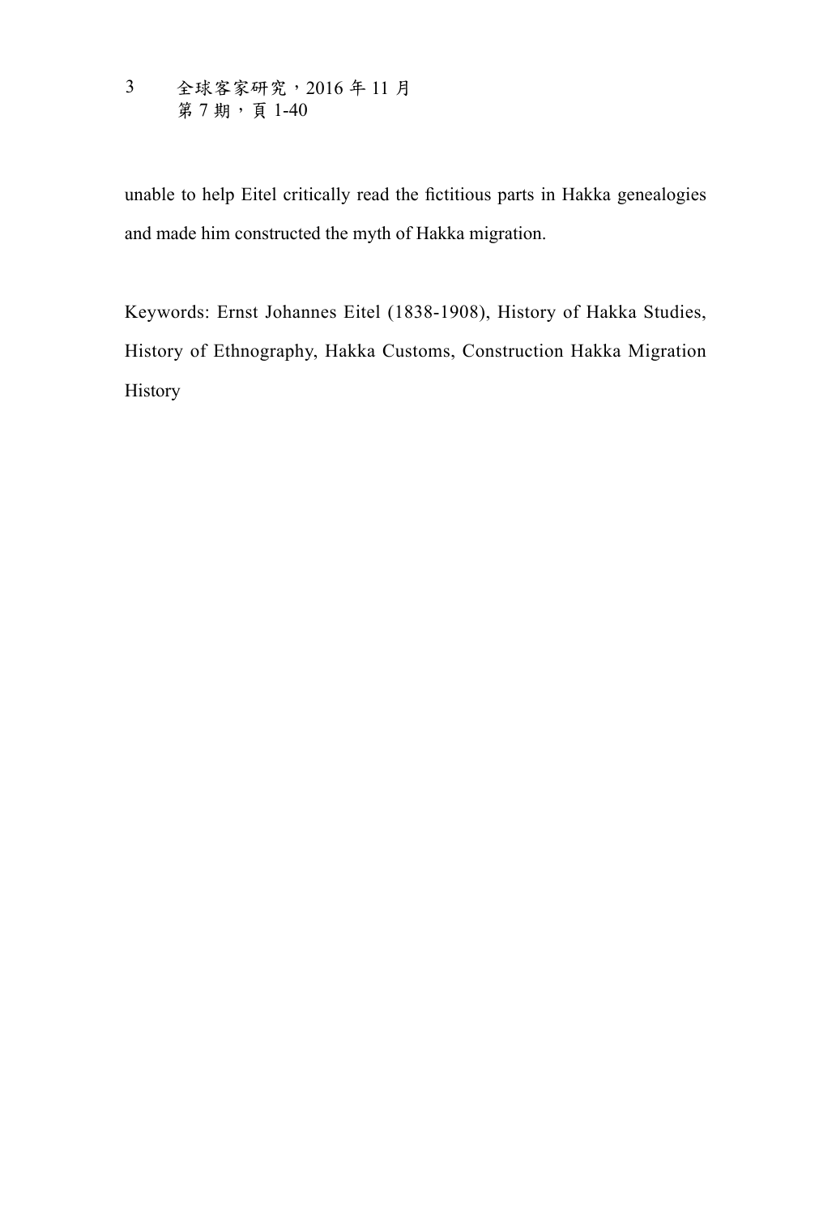unable to help Eitel critically read the fictitious parts in Hakka genealogies and made him constructed the myth of Hakka migration.

Keywords: Ernst Johannes Eitel (1838-1908), History of Hakka Studies, History of Ethnography, Hakka Customs, Construction Hakka Migration History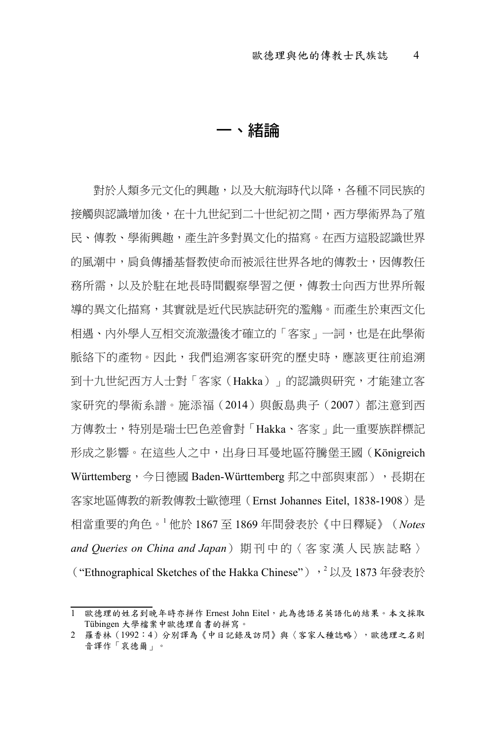# 一、緒論

對於人類多元文化的興趣，以及大航海時代以降，各種不同民族的接觸與認識增加後，在十九世紀到二十世紀初之間，西方學術界為了殖民、傳教、學術興趣，產生許多對異文化的描寫。在西方這股認識世界的風潮中，肩負傳播基督教使命而被派往世界各地的傳教士，因傳教任務所需，以及於駐在地長時間觀察學習之便，傳教士向西方世界所報導的異文化描寫，其實就是近代民族誌研究的濫觴。而產生於東西文化相遇、內外學人互相交流激盪後才確立的「客家」一詞，也是在此學術脈絡下的產物。因此，我們追溯客家研究的歷史時，應該更往前追溯到十九世紀西方人士對「客家（Hakka）」的認識與研究，才能建立客家研究的學術系譜。施添福（2014）與飯島典子（2007）都注意到西方傳教士，特別是瑞士巴色差會對「Hakka、客家」此一重要族群標記形成之影響。在這些人之中，出身日耳曼地區符騰堡王國（Königreich Württemberg，今日德國 Baden-Württemberg 邦之中部與東部），長期在客家地區傳教的新教傳教士歐德理（Ernst Johannes Eitel, 1838-1908）是相當重要的角色。[1] 他於 1867 至 1869 年間發表於《中日釋疑》（*Notes and Queries on China and Japan*）期刊中的〈客家漢人民族誌略〉（"Ethnographical Sketches of the Hakka Chinese"），[2] 以及 1873 年發表於

---

1 歐德理的姓名到晚年時亦拼作 Ernest John Eitel，此為德語名英語化的結果。本文採取 Tübingen 大學檔案中歐德理自書的拼寫。

2 羅香林（1992：4）分別譯為《中日記錄及訪問》與〈客家人種誌略〉，歐德理之名則音譯作「哀德爾」。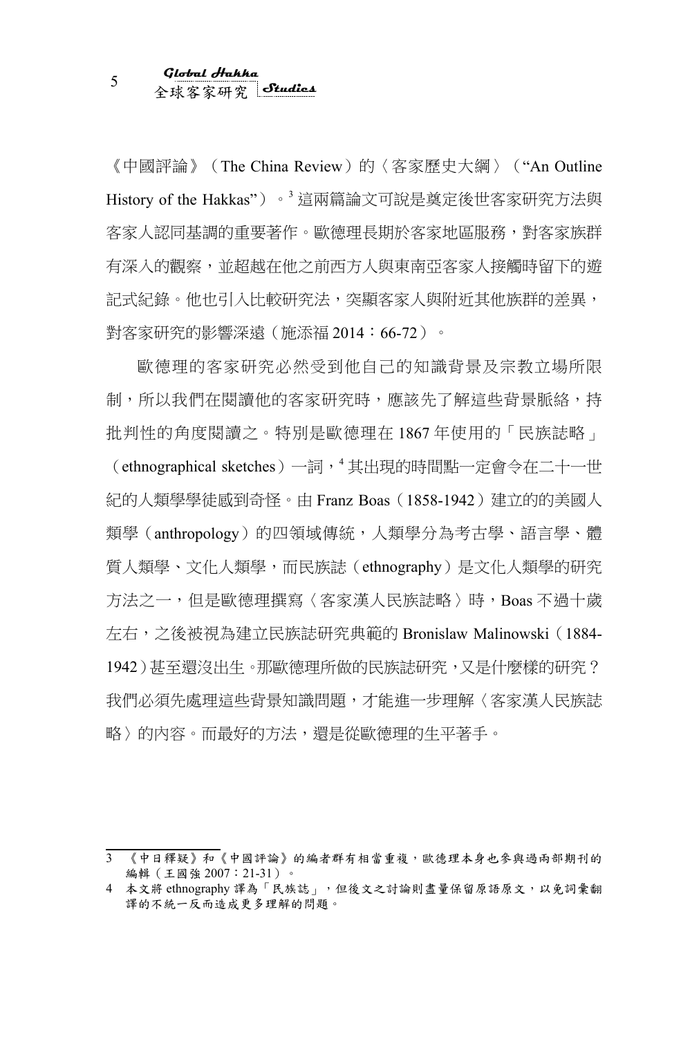《中國評論》（The China Review）的〈客家歷史大綱〉（"An Outline History of the Hakkas"）。[3] 這兩篇論文可說是奠定後世客家研究方法與客家人認同基調的重要著作。歐德理長期於客家地區服務，對客家族群有深入的觀察，並超越在他之前西方人與東南亞客家人接觸時留下的遊記式紀錄。他也引入比較研究法，突顯客家人與附近其他族群的差異，對客家研究的影響深遠（施添福 2014：66-72）。

歐德理的客家研究必然受到他自己的知識背景及宗教立場所限制，所以我們在閱讀他的客家研究時，應該先了解這些背景脈絡，持批判性的角度閱讀之。特別是歐德理在 1867 年使用的「民族誌略」（ethnographical sketches）一詞，[4] 其出現的時間點一定會令在二十一世紀的人類學學徒感到奇怪。由 Franz Boas（1858-1942）建立的的美國人類學（anthropology）的四領域傳統，人類學分為考古學、語言學、體質人類學、文化人類學，而民族誌（ethnography）是文化人類學的研究方法之一，但是歐德理撰寫〈客家漢人民族誌略〉時，Boas 不過十歲左右，之後被視為建立民族誌研究典範的 Bronislaw Malinowski（1884-1942）甚至還沒出生。那歐德理所做的民族誌研究，又是什麼樣的研究？我們必須先處理這些背景知識問題，才能進一步理解〈客家漢人民族誌略〉的內容。而最好的方法，還是從歐德理的生平著手。

---

3 《中日釋疑》和《中國評論》的編者群有相當重複，歐德理本身也參與過兩部期刊的編輯（王國強 2007：21-31）。

4 本文將 ethnography 譯為「民族誌」，但後文之討論則盡量保留原語原文，以免詞彙翻譯的不統一反而造成更多理解的問題。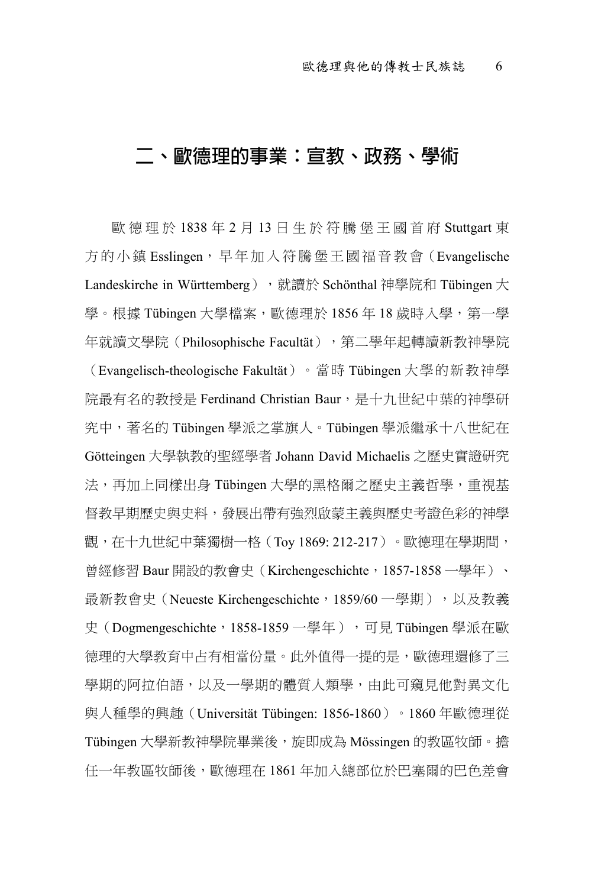## 二、歐德理的事業：宣教、政務、學術

歐德理於 1838 年 2 月 13 日生於符騰堡王國首府 Stuttgart 東方的小鎮 Esslingen，早年加入符騰堡王國福音教會（Evangelische Landeskirche in Württemberg），就讀於 Schönthal 神學院和 Tübingen 大學。根據 Tübingen 大學檔案，歐德理於 1856 年 18 歲時入學，第一學年就讀文學院（Philosophische Facultät），第二學年起轉讀新教神學院（Evangelisch-theologische Fakultät）。當時 Tübingen 大學的新教神學院最有名的教授是 Ferdinand Christian Baur，是十九世紀中葉的神學研究中，著名的 Tübingen 學派之掌旗人。Tübingen 學派繼承十八世紀在 Götteingen 大學執教的聖經學者 Johann David Michaelis 之歷史實證研究法，再加上同樣出身 Tübingen 大學的黑格爾之歷史主義哲學，重視基督教早期歷史與史料，發展出帶有強烈啟蒙主義與歷史考證色彩的神學觀，在十九世紀中葉獨樹一格（Toy 1869: 212-217）。歐德理在學期間，曾經修習 Baur 開設的教會史（Kirchengeschichte，1857-1858 一學年）、最新教會史（Neueste Kirchengeschichte，1859/60 一學期），以及教義史（Dogmengeschichte，1858-1859 一學年），可見 Tübingen 學派在歐德理的大學教育中占有相當份量。此外值得一提的是，歐德理還修了三學期的阿拉伯語，以及一學期的體質人類學，由此可窺見他對異文化與人種學的興趣（Universität Tübingen: 1856-1860）。1860 年歐德理從 Tübingen 大學新教神學院畢業後，旋即成為 Mössingen 的教區牧師。擔任一年教區牧師後，歐德理在 1861 年加入總部位於巴塞爾的巴色差會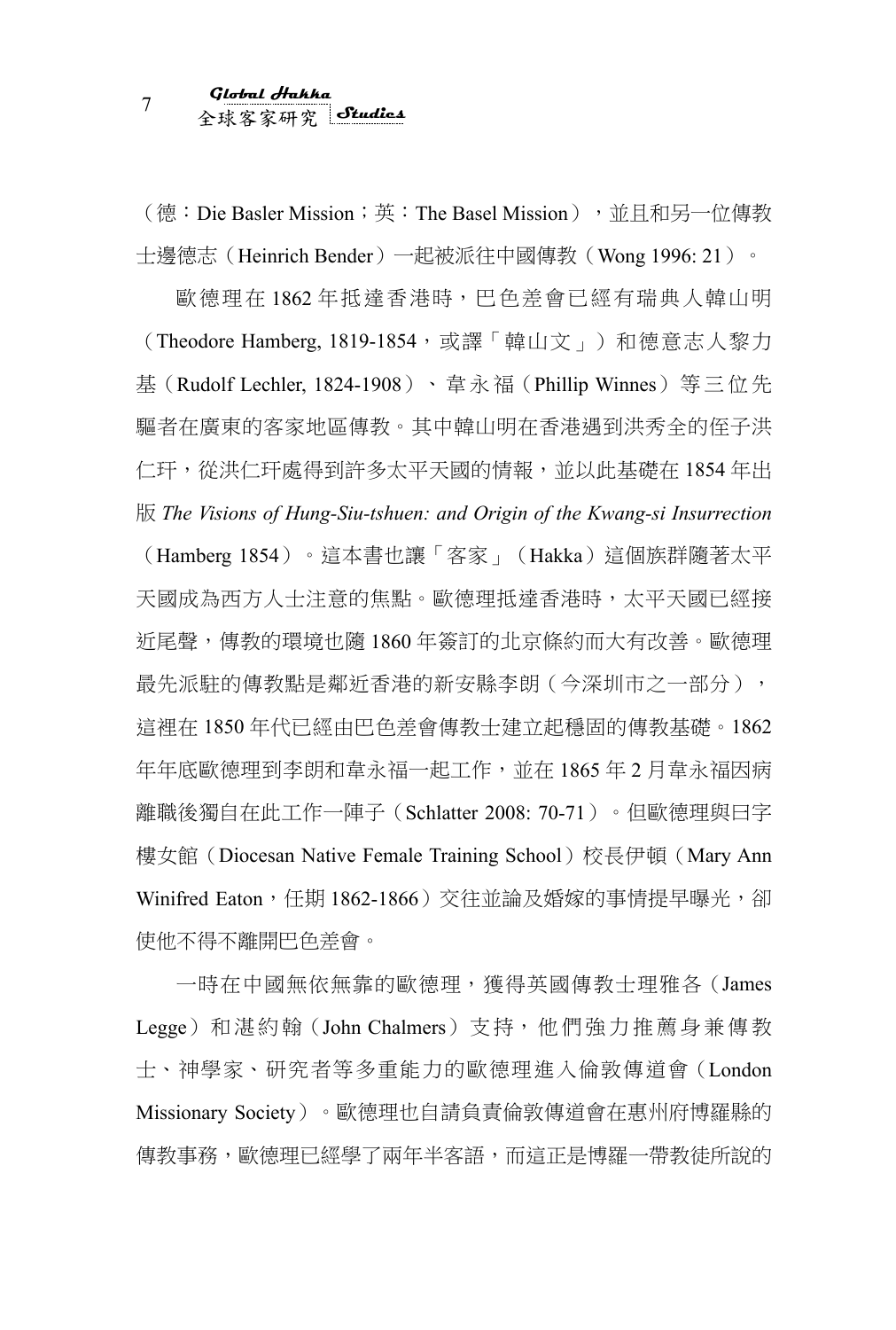（德：Die Basler Mission；英：The Basel Mission），並且和另一位傳教士邊德志（Heinrich Bender）一起被派往中國傳教（Wong 1996: 21）。

歐德理在 1862 年抵達香港時，巴色差會已經有瑞典人韓山明（Theodore Hamberg, 1819-1854，或譯「韓山文」）和德意志人黎力基（Rudolf Lechler, 1824-1908）、韋永福（Phillip Winnes）等三位先驅者在廣東的客家地區傳教。其中韓山明在香港遇到洪秀全的侄子洪仁玕，從洪仁玕處得到許多太平天國的情報，並以此基礎在 1854 年出版 *The Visions of Hung-Siu-tshuen: and Origin of the Kwang-si Insurrection*（Hamberg 1854）。這本書也讓「客家」（Hakka）這個族群隨著太平天國成為西方人士注意的焦點。歐德理抵達香港時，太平天國已經接近尾聲，傳教的環境也隨 1860 年簽訂的北京條約而大有改善。歐德理最先派駐的傳教點是鄰近香港的新安縣李朗（今深圳市之一部分），這裡在 1850 年代已經由巴色差會傳教士建立起穩固的傳教基礎。1862 年年底歐德理到李朗和韋永福一起工作，並在 1865 年 2 月韋永福因病離職後獨自在此工作一陣子（Schlatter 2008: 70-71）。但歐德理與曰字樓女館（Diocesan Native Female Training School）校長伊頓（Mary Ann Winifred Eaton，任期 1862-1866）交往並論及婚嫁的事情提早曝光，卻使他不得不離開巴色差會。

一時在中國無依無靠的歐德理，獲得英國傳教士理雅各（James Legge）和湛約翰（John Chalmers）支持，他們強力推薦身兼傳教士、神學家、研究者等多重能力的歐德理進入倫敦傳道會（London Missionary Society）。歐德理也自請負責倫敦傳道會在惠州府博羅縣的傳教事務，歐德理已經學了兩年半客語，而這正是博羅一帶教徒所說的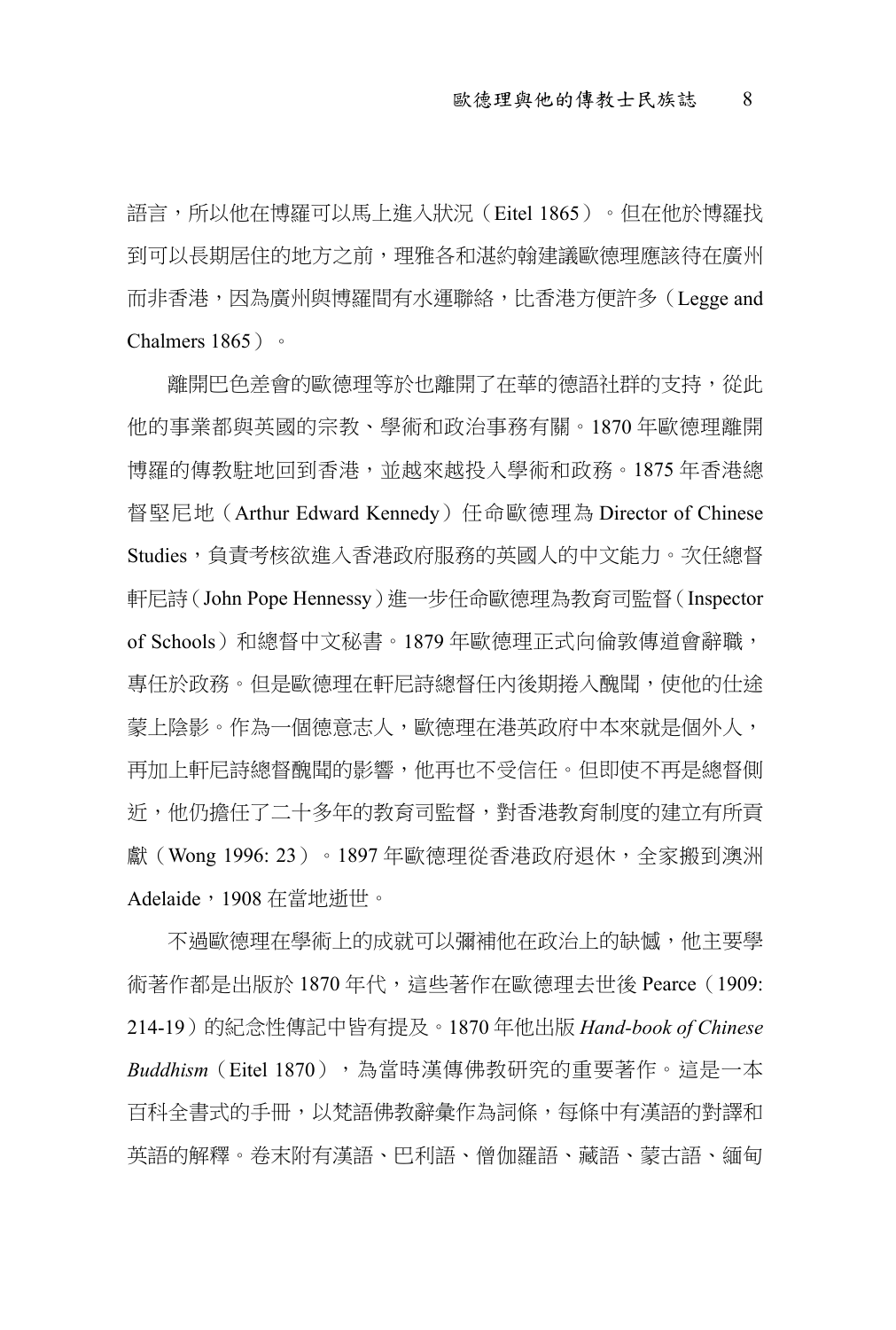語言，所以他在博羅可以馬上進入狀況（Eitel 1865）。但在他於博羅找到可以長期居住的地方之前，理雅各和湛約翰建議歐德理應該待在廣州而非香港，因為廣州與博羅間有水運聯絡，比香港方便許多（Legge and Chalmers 1865）。

離開巴色差會的歐德理等於也離開了在華的德語社群的支持，從此他的事業都與英國的宗教、學術和政治事務有關。1870 年歐德理離開博羅的傳教駐地回到香港，並越來越投入學術和政務。1875 年香港總督堅尼地（Arthur Edward Kennedy）任命歐德理為 Director of Chinese Studies，負責考核欲進入香港政府服務的英國人的中文能力。次任總督軒尼詩（John Pope Hennessy）進一步任命歐德理為教育司監督（Inspector of Schools）和總督中文秘書。1879 年歐德理正式向倫敦傳道會辭職，專任於政務。但是歐德理在軒尼詩總督任內後期捲入醜聞，使他的仕途蒙上陰影。作為一個德意志人，歐德理在港英政府中本來就是個外人，再加上軒尼詩總督醜聞的影響，他再也不受信任。但即使不再是總督側近，他仍擔任了二十多年的教育司監督，對香港教育制度的建立有所貢獻（Wong 1996: 23）。1897 年歐德理從香港政府退休，全家搬到澳洲 Adelaide，1908 在當地逝世。

不過歐德理在學術上的成就可以彌補他在政治上的缺憾，他主要學術著作都是出版於 1870 年代，這些著作在歐德理去世後 Pearce（1909: 214-19）的紀念性傳記中皆有提及。1870 年他出版 *Hand-book of Chinese Buddhism*（Eitel 1870），為當時漢傳佛教研究的重要著作。這是一本百科全書式的手冊，以梵語佛教辭彙作為詞條，每條中有漢語的對譯和英語的解釋。卷末附有漢語、巴利語、僧伽羅語、藏語、蒙古語、緬甸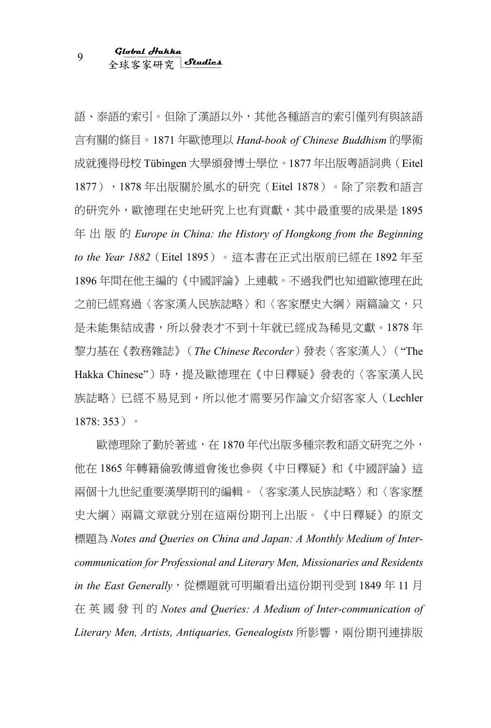語、泰語的索引。但除了漢語以外，其他各種語言的索引僅列有與該語言有關的條目。1871 年歐德理以 *Hand-book of Chinese Buddhism* 的學術成就獲得母校 Tübingen 大學頒發博士學位。1877 年出版粵語詞典（Eitel 1877），1878 年出版關於風水的研究（Eitel 1878）。除了宗教和語言的研究外，歐德理在史地研究上也有貢獻，其中最重要的成果是 1895 年出版的 *Europe in China: the History of Hongkong from the Beginning to the Year 1882*（Eitel 1895）。這本書在正式出版前已經在 1892 年至 1896 年間在他主編的《中國評論》上連載。不過我們也知道歐德理在此之前已經寫過〈客家漢人民族誌略〉和〈客家歷史大綱〉兩篇論文，只是未能集結成書，所以發表才不到十年就已經成為稀見文獻。1878 年黎力基在《教務雜誌》（*The Chinese Recorder*）發表〈客家漢人〉（"The Hakka Chinese"）時，提及歐德理在《中日釋疑》發表的〈客家漢人民族誌略〉已經不易見到，所以他才需要另作論文介紹客家人（Lechler 1878: 353）。

歐德理除了勤於著述，在 1870 年代出版多種宗教和語文研究之外，他在 1865 年轉籍倫敦傳道會後也參與《中日釋疑》和《中國評論》這兩個十九世紀重要漢學期刊的編輯。〈客家漢人民族誌略〉和〈客家歷史大綱〉兩篇文章就分別在這兩份期刊上出版。《中日釋疑》的原文標題為 *Notes and Queries on China and Japan: A Monthly Medium of Inter-communication for Professional and Literary Men, Missionaries and Residents in the East Generally*，從標題就可明顯看出這份期刊受到 1849 年 11 月在英國發刊的 *Notes and Queries: A Medium of Inter-communication of Literary Men, Artists, Antiquaries, Genealogists* 所影響，兩份期刊連排版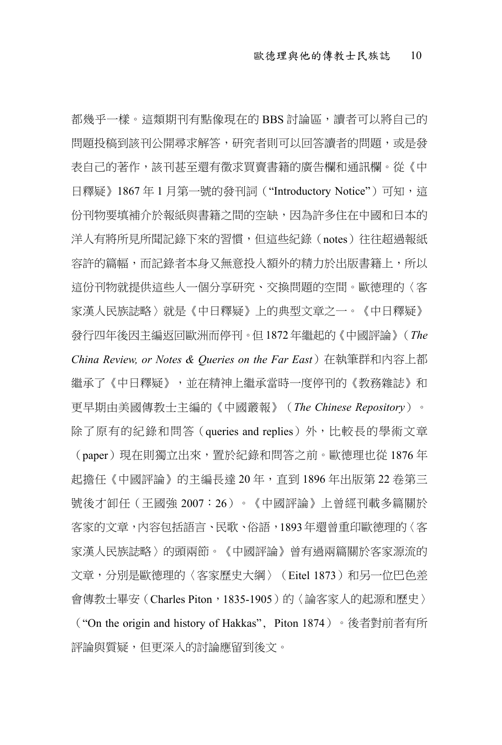都幾乎一樣。這類期刊有點像現在的 BBS 討論區，讀者可以將自己的問題投稿到該刊公開尋求解答，研究者則可以回答讀者的問題，或是發表自己的著作，該刊甚至還有徵求買賣書籍的廣告欄和通訊欄。從《中日釋疑》1867 年 1 月第一號的發刊詞（“Introductory Notice”）可知，這份刊物要填補介於報紙與書籍之間的空缺，因為許多住在中國和日本的洋人有將所見所聞記錄下來的習慣，但這些紀錄（notes）往往超過報紙容許的篇幅，而記錄者本身又無意投入額外的精力於出版書籍上，所以這份刊物就提供這些人一個分享研究、交換問題的空間。歐德理的〈客家漢人民族誌略〉就是《中日釋疑》上的典型文章之一。《中日釋疑》發行四年後因主編返回歐洲而停刊。但 1872 年繼起的《中國評論》（*The China Review, or Notes & Queries on the Far East*）在執筆群和內容上都繼承了《中日釋疑》，並在精神上繼承當時一度停刊的《教務雜誌》和更早期由美國傳教士主編的《中國叢報》（*The Chinese Repository*）。除了原有的紀錄和問答（queries and replies）外，比較長的學術文章（paper）現在則獨立出來，置於紀錄和問答之前。歐德理也從 1876 年起擔任《中國評論》的主編長達 20 年，直到 1896 年出版第 22 卷第三號後才卸任（王國強 2007：26）。《中國評論》上曾經刊載多篇關於客家的文章，內容包括語言、民歌、俗語，1893 年還曾重印歐德理的〈客家漢人民族誌略〉的頭兩節。《中國評論》曾有過兩篇關於客家源流的文章，分別是歐德理的〈客家歷史大綱〉（Eitel 1873）和另一位巴色差會傳教士畢安（Charles Piton，1835-1905）的〈論客家人的起源和歷史〉（“On the origin and history of Hakkas”, Piton 1874）。後者對前者有所評論與質疑，但更深入的討論應留到後文。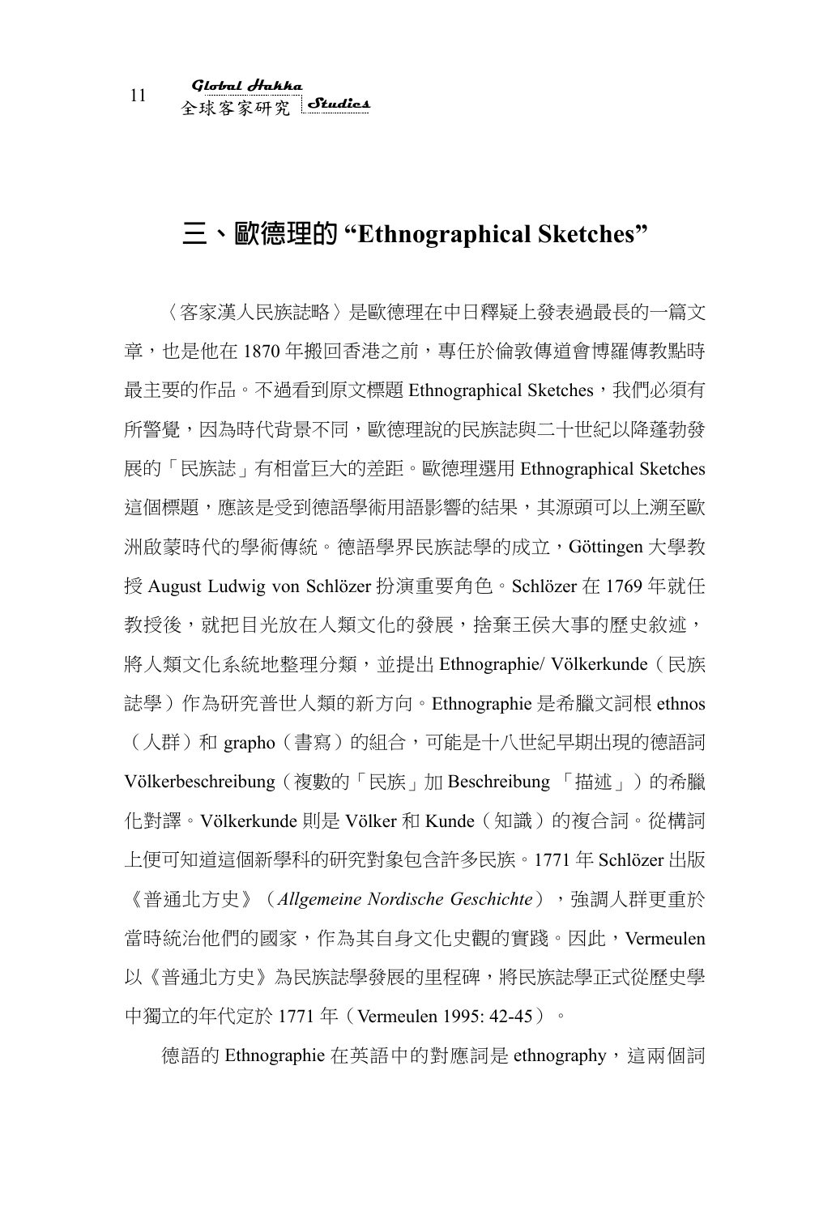## 三、歐德理的 “Ethnographical Sketches”

〈客家漢人民族誌略〉是歐德理在中日釋疑上發表過最長的一篇文章，也是他在 1870 年搬回香港之前，專任於倫敦傳道會博羅傳教點時最主要的作品。不過看到原文標題 Ethnographical Sketches，我們必須有所警覺，因為時代背景不同，歐德理說的民族誌與二十世紀以降蓬勃發展的「民族誌」有相當巨大的差距。歐德理選用 Ethnographical Sketches 這個標題，應該是受到德語學術用語影響的結果，其源頭可以上溯至歐洲啟蒙時代的學術傳統。德語學界民族誌學的成立，Göttingen 大學教授 August Ludwig von Schlözer 扮演重要角色。Schlözer 在 1769 年就任教授後，就把目光放在人類文化的發展，捨棄王侯大事的歷史敘述，將人類文化系統地整理分類，並提出 Ethnographie/ Völkerkunde（民族誌學）作為研究普世人類的新方向。Ethnographie 是希臘文詞根 ethnos（人群）和 grapho（書寫）的組合，可能是十八世紀早期出現的德語詞 Völkerbeschreibung（複數的「民族」加 Beschreibung 「描述」）的希臘化對譯。Völkerkunde 則是 Völker 和 Kunde（知識）的複合詞。從構詞上便可知道這個新學科的研究對象包含許多民族。1771 年 Schlözer 出版《普通北方史》（*Allgemeine Nordische Geschichte*），強調人群更重於當時統治他們的國家，作為其自身文化史觀的實踐。因此，Vermeulen 以《普通北方史》為民族誌學發展的里程碑，將民族誌學正式從歷史學中獨立的年代定於 1771 年（Vermeulen 1995: 42-45）。

德語的 Ethnographie 在英語中的對應詞是 ethnography，這兩個詞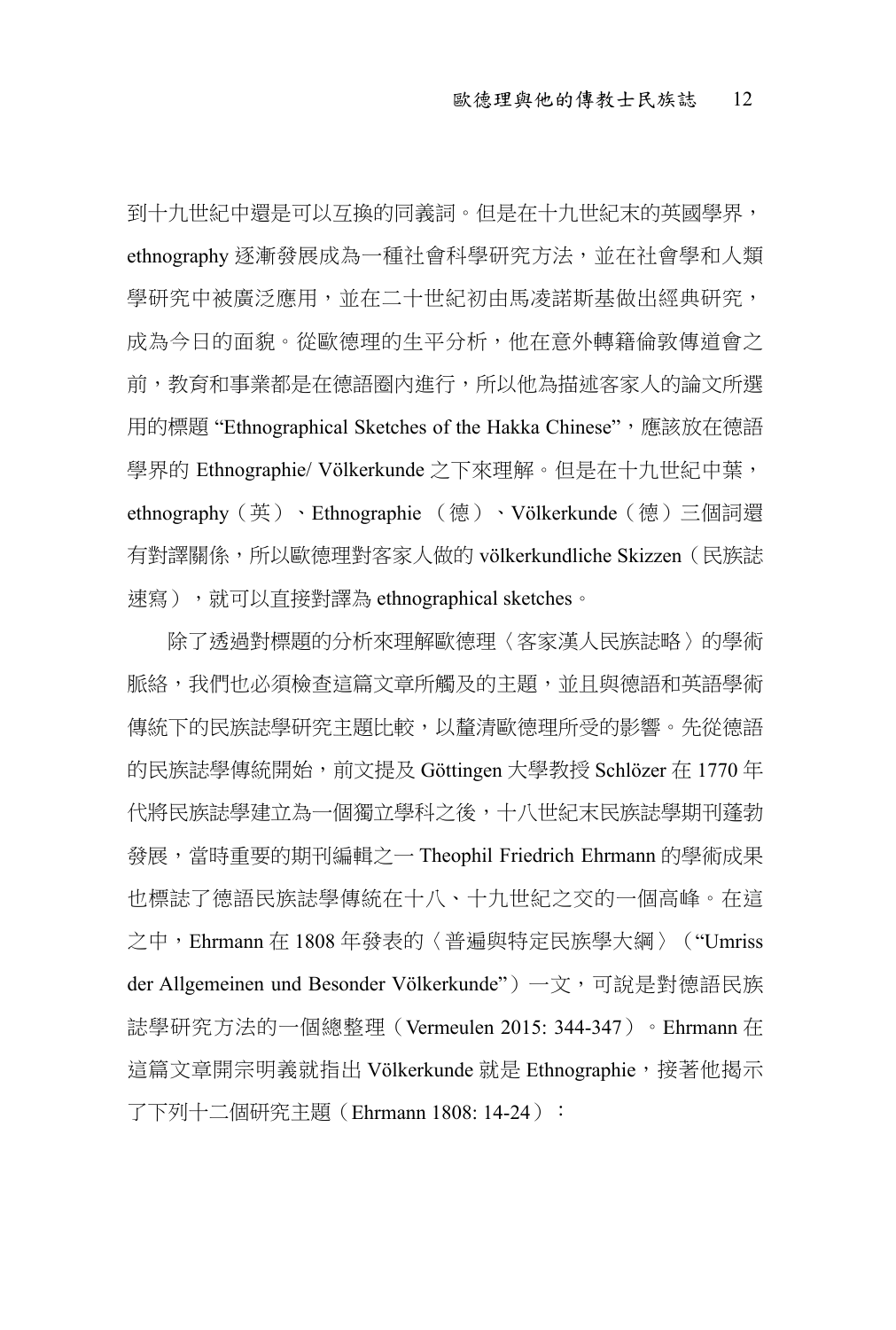到十九世紀中還是可以互換的同義詞。但是在十九世紀末的英國學界，ethnography 逐漸發展成為一種社會科學研究方法，並在社會學和人類學研究中被廣泛應用，並在二十世紀初由馬凌諾斯基做出經典研究，成為今日的面貌。從歐德理的生平分析，他在意外轉籍倫敦傳道會之前，教育和事業都是在德語圈內進行，所以他為描述客家人的論文所選用的標題 “Ethnographical Sketches of the Hakka Chinese”，應該放在德語學界的 Ethnographie/ Völkerkunde 之下來理解。但是在十九世紀中葉，ethnography（英）、Ethnographie （德）、Völkerkunde（德）三個詞還有對譯關係，所以歐德理對客家人做的 völkerkundliche Skizzen（民族誌速寫），就可以直接對譯為 ethnographical sketches。

除了透過對標題的分析來理解歐德理〈客家漢人民族誌略〉的學術脈絡，我們也必須檢查這篇文章所觸及的主題，並且與德語和英語學術傳統下的民族誌學研究主題比較，以釐清歐德理所受的影響。先從德語的民族誌學傳統開始，前文提及 Göttingen 大學教授 Schlözer 在 1770 年代將民族誌學建立為一個獨立學科之後，十八世紀末民族誌學期刊蓬勃發展，當時重要的期刊編輯之一 Theophil Friedrich Ehrmann 的學術成果也標誌了德語民族誌學傳統在十八、十九世紀之交的一個高峰。在這之中，Ehrmann 在 1808 年發表的〈普遍與特定民族學大綱〉（“Umriss der Allgemeinen und Besonder Völkerkunde”）一文，可說是對德語民族誌學研究方法的一個總整理（Vermeulen 2015: 344-347）。Ehrmann 在這篇文章開宗明義就指出 Völkerkunde 就是 Ethnographie，接著他揭示了下列十二個研究主題（Ehrmann 1808: 14-24）：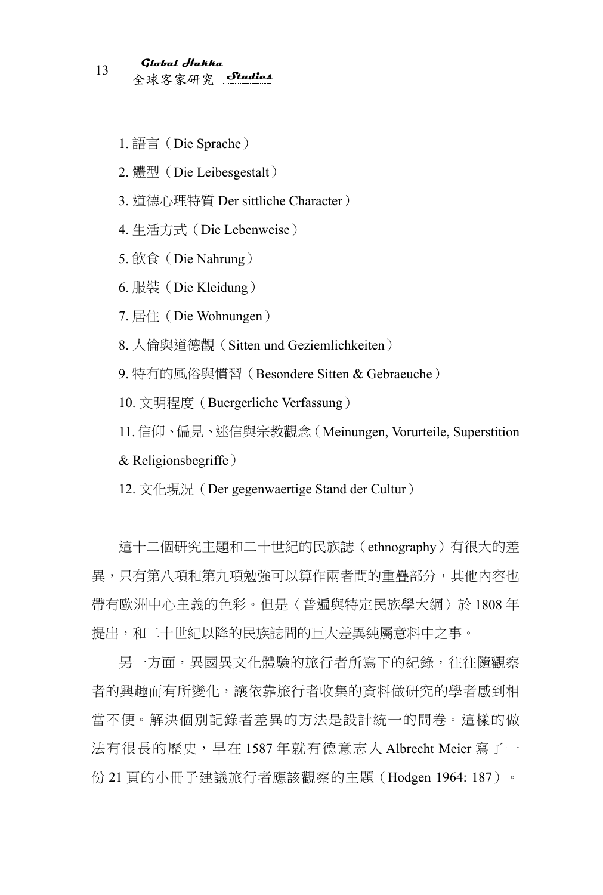1. 語言（Die Sprache）

2. 體型（Die Leibesgestalt）

3. 道德心理特質 Der sittliche Character）

4. 生活方式（Die Lebenweise）

5. 飲食（Die Nahrung）

6. 服裝（Die Kleidung）

7. 居住（Die Wohnungen）

8. 人倫與道德觀（Sitten und Geziemlichkeiten）

9. 特有的風俗與慣習（Besondere Sitten & Gebraeuche）

10. 文明程度（Buergerliche Verfassung）

11. 信仰、偏見、迷信與宗教觀念（Meinungen, Vorurteile, Superstition & Religionsbegriffe）

12. 文化現況（Der gegenwaertige Stand der Cultur）

這十二個研究主題和二十世紀的民族誌（ethnography）有很大的差異，只有第八項和第九項勉強可以算作兩者間的重疊部分，其他內容也帶有歐洲中心主義的色彩。但是〈普遍與特定民族學大綱〉於 1808 年提出，和二十世紀以降的民族誌間的巨大差異純屬意料中之事。

另一方面，異國異文化體驗的旅行者所寫下的紀錄，往往隨觀察者的興趣而有所變化，讓依靠旅行者收集的資料做研究的學者感到相當不便。解決個別記錄者差異的方法是設計統一的問卷。這樣的做法有很長的歷史，早在 1587 年就有德意志人 Albrecht Meier 寫了一份 21 頁的小冊子建議旅行者應該觀察的主題（Hodgen 1964: 187）。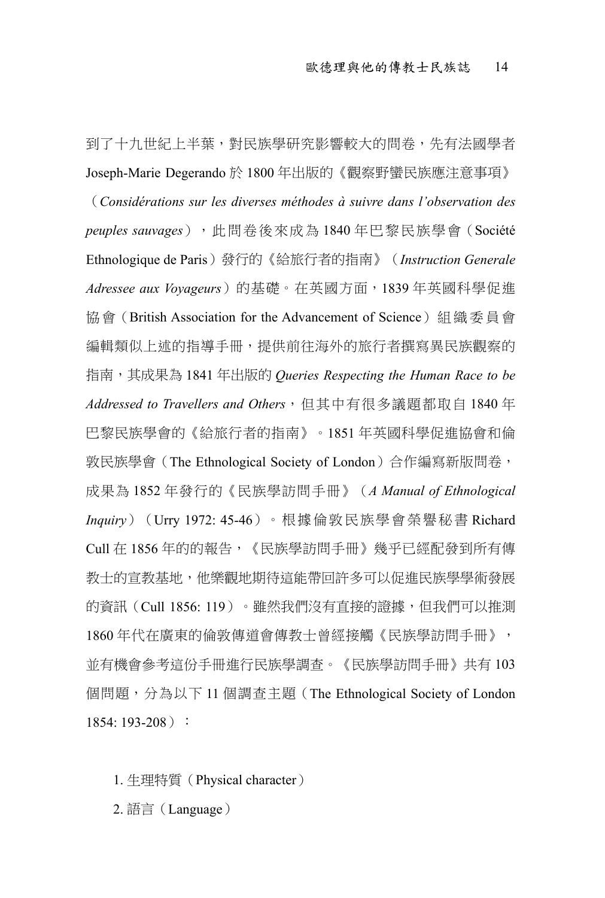到了十九世紀上半葉，對民族學研究影響較大的問卷，先有法國學者 Joseph-Marie Degerando 於 1800 年出版的《觀察野蠻民族應注意事項》（*Considérations sur les diverses méthodes à suivre dans l'observation des peuples sauvages*），此問卷後來成為 1840 年巴黎民族學會（Société Ethnologique de Paris）發行的《給旅行者的指南》（*Instruction Generale Adressee aux Voyageurs*）的基礎。在英國方面，1839 年英國科學促進協會（British Association for the Advancement of Science）組織委員會編輯類似上述的指導手冊，提供前往海外的旅行者撰寫異民族觀察的指南，其成果為 1841 年出版的 *Queries Respecting the Human Race to be Addressed to Travellers and Others*，但其中有很多議題都取自 1840 年巴黎民族學會的《給旅行者的指南》。1851 年英國科學促進協會和倫敦民族學會（The Ethnological Society of London）合作編寫新版問卷，成果為 1852 年發行的《民族學訪問手冊》（*A Manual of Ethnological Inquiry*）（Urry 1972: 45-46）。根據倫敦民族學會榮譽秘書 Richard Cull 在 1856 年的的報告，《民族學訪問手冊》幾乎已經配發到所有傳教士的宣教基地，他樂觀地期待這能帶回許多可以促進民族學學術發展的資訊（Cull 1856: 119）。雖然我們沒有直接的證據，但我們可以推測 1860 年代在廣東的倫敦傳道會傳教士曾經接觸《民族學訪問手冊》，並有機會參考這份手冊進行民族學調查。《民族學訪問手冊》共有 103 個問題，分為以下 11 個調查主題（The Ethnological Society of London 1854: 193-208）：

1. 生理特質（Physical character）
2. 語言（Language）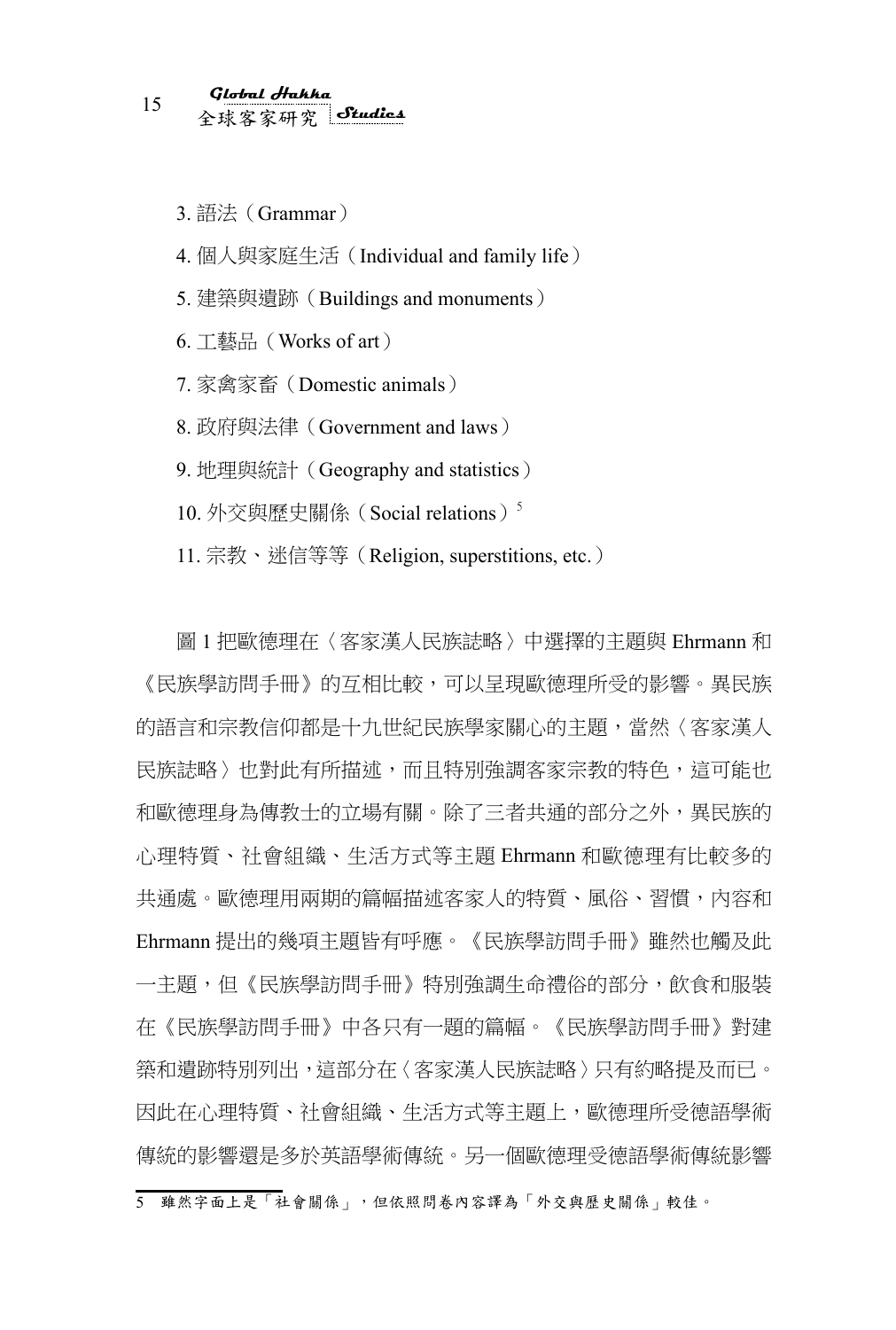3. 語法（Grammar）

4. 個人與家庭生活（Individual and family life）

5. 建築與遺跡（Buildings and monuments）

6. 工藝品（Works of art）

7. 家禽家畜（Domestic animals）

8. 政府與法律（Government and laws）

9. 地理與統計（Geography and statistics）

10. 外交與歷史關係（Social relations）[5]

11. 宗教、迷信等等（Religion, superstitions, etc.）

圖 1 把歐德理在〈客家漢人民族誌略〉中選擇的主題與 Ehrmann 和《民族學訪問手冊》的互相比較，可以呈現歐德理所受的影響。異民族的語言和宗教信仰都是十九世紀民族學家關心的主題，當然〈客家漢人民族誌略〉也對此有所描述，而且特別強調客家宗教的特色，這可能也和歐德理身為傳教士的立場有關。除了三者共通的部分之外，異民族的心理特質、社會組織、生活方式等主題 Ehrmann 和歐德理有比較多的共通處。歐德理用兩期的篇幅描述客家人的特質、風俗、習慣，內容和 Ehrmann 提出的幾項主題皆有呼應。《民族學訪問手冊》雖然也觸及此一主題，但《民族學訪問手冊》特別強調生命禮俗的部分，飲食和服裝在《民族學訪問手冊》中各只有一題的篇幅。《民族學訪問手冊》對建築和遺跡特別列出，這部分在〈客家漢人民族誌略〉只有約略提及而已。因此在心理特質、社會組織、生活方式等主題上，歐德理所受德語學術傳統的影響還是多於英語學術傳統。另一個歐德理受德語學術傳統影響

5 雖然字面上是「社會關係」，但依照問卷內容譯為「外交與歷史關係」較佳。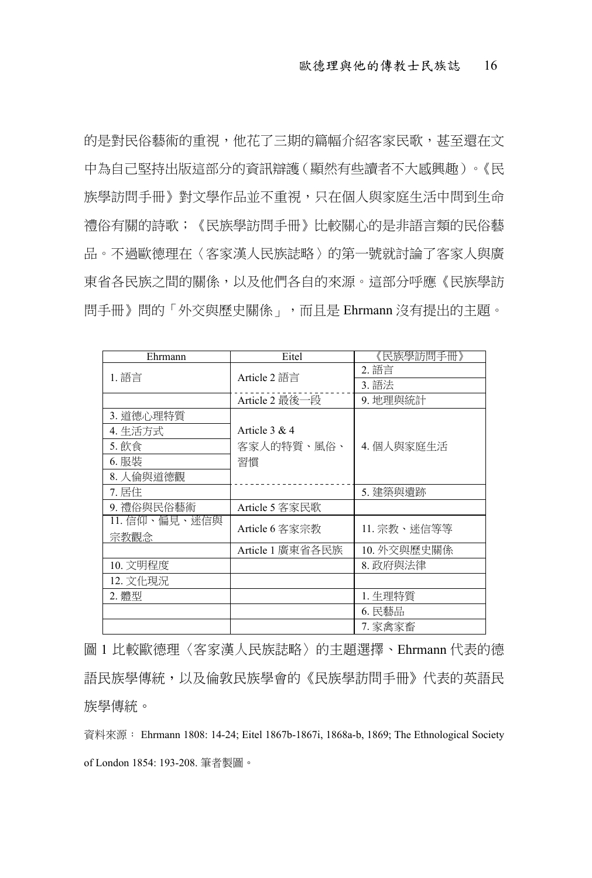的是對民俗藝術的重視，他花了三期的篇幅介紹客家民歌，甚至還在文中為自己堅持出版這部分的資訊辯護（顯然有些讀者不大感興趣）。《民族學訪問手冊》對文學作品並不重視，只在個人與家庭生活中問到生命禮俗有關的詩歌；《民族學訪問手冊》比較關心的是非語言類的民俗藝品。不過歐德理在〈客家漢人民族誌略〉的第一號就討論了客家人與廣東省各民族之間的關係，以及他們各自的來源。這部分呼應《民族學訪問手冊》問的「外交與歷史關係」，而且是 Ehrmann 沒有提出的主題。

| Ehrmann | Eitel | 《民族學訪問手冊》 |
|---|---|---|
| 1. 語言 | Article 2 語言 | 2. 語言 |
| | | 3. 語法 |
| | Article 2 最後一段 | 9. 地理與統計 |
| 3. 道德心理特質 | Article 3 & 4 客家人的特質、風俗、習慣 | 4. 個人與家庭生活 |
| 4. 生活方式 | | |
| 5. 飲食 | | |
| 6. 服裝 | | |
| 8. 人倫與道德觀 | | |
| 7. 居住 | | 5. 建築與遺跡 |
| 9. 禮俗與民俗藝術 | Article 5 客家民歌 | |
| 11. 信仰、偏見、迷信與宗教觀念 | Article 6 客家宗教 | 11. 宗教、迷信等等 |
| | Article 1 廣東省各民族 | 10. 外交與歷史關係 |
| 10. 文明程度 | | 8. 政府與法律 |
| 12. 文化現況 | | |
| 2. 體型 | | 1. 生理特質 |
| | | 6. 民藝品 |
| | | 7. 家禽家畜 |

圖 1 比較歐德理〈客家漢人民族誌略〉的主題選擇、Ehrmann 代表的德語民族學傳統，以及倫敦民族學會的《民族學訪問手冊》代表的英語民族學傳統。

資料來源： Ehrmann 1808: 14-24; Eitel 1867b-1867i, 1868a-b, 1869; The Ethnological Society of London 1854: 193-208. 筆者製圖。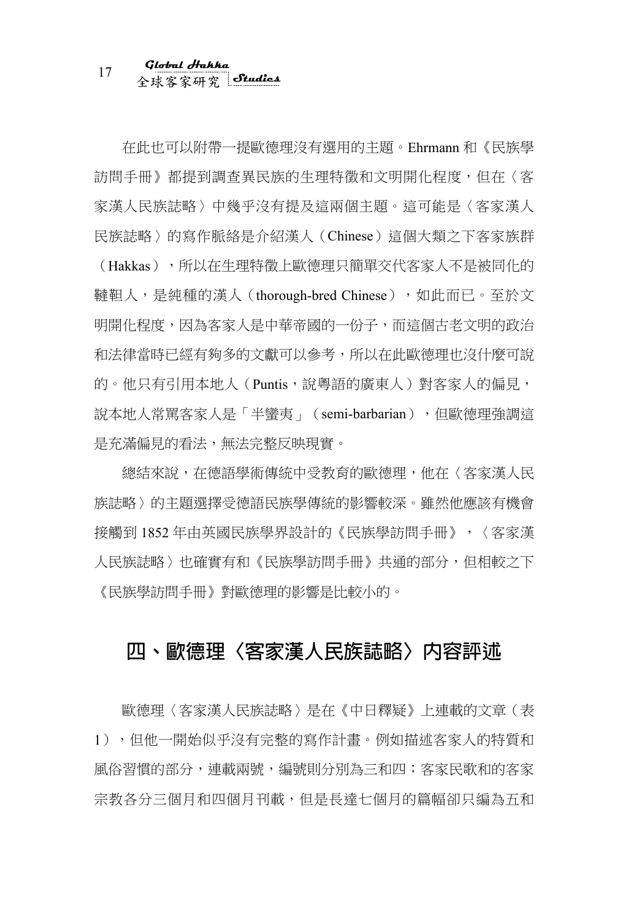在此也可以附帶一提歐德理沒有選用的主題。Ehrmann 和《民族學訪問手冊》都提到調查異民族的生理特徵和文明開化程度，但在〈客家漢人民族誌略〉中幾乎沒有提及這兩個主題。這可能是〈客家漢人民族誌略〉的寫作脈絡是介紹漢人（Chinese）這個大類之下客家族群（Hakkas），所以在生理特徵上歐德理只簡單交代客家人不是被同化的韃靼人，是純種的漢人（thorough-bred Chinese），如此而已。至於文明開化程度，因為客家人是中華帝國的一份子，而這個古老文明的政治和法律當時已經有夠多的文獻可以參考，所以在此歐德理也沒什麼可說的。他只有引用本地人（Puntis，說粵語的廣東人）對客家人的偏見，說本地人常罵客家人是「半蠻夷」（semi-barbarian），但歐德理強調這是充滿偏見的看法，無法完整反映現實。

總結來說，在德語學術傳統中受教育的歐德理，他在〈客家漢人民族誌略〉的主題選擇受德語民族學傳統的影響較深。雖然他應該有機會接觸到 1852 年由英國民族學界設計的《民族學訪問手冊》，〈客家漢人民族誌略〉也確實有和《民族學訪問手冊》共通的部分，但相較之下《民族學訪問手冊》對歐德理的影響是比較小的。

## 四、歐德理〈客家漢人民族誌略〉內容評述

歐德理〈客家漢人民族誌略〉是在《中日釋疑》上連載的文章（表 1），但他一開始似乎沒有完整的寫作計畫。例如描述客家人的特質和風俗習慣的部分，連載兩號，編號則分別為三和四；客家民歌和的客家宗教各分三個月和四個月刊載，但是長達七個月的篇幅卻只編為五和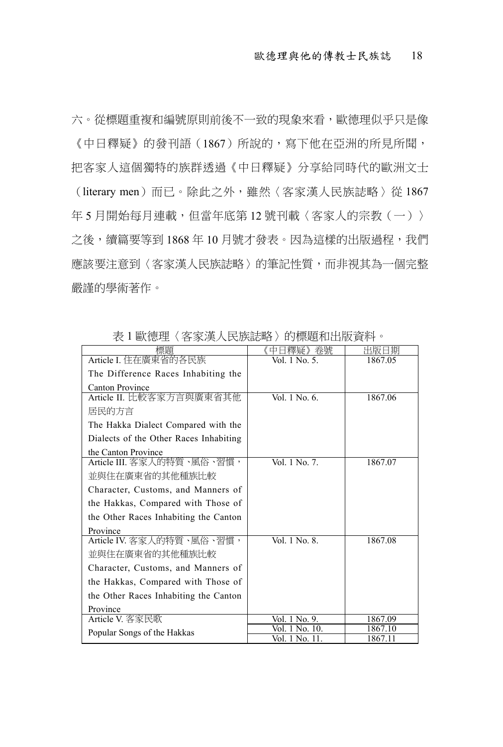六。從標題重複和編號原則前後不一致的現象來看，歐德理似乎只是像《中日釋疑》的發刊語（1867）所說的，寫下他在亞洲的所見所聞，把客家人這個獨特的族群透過《中日釋疑》分享給同時代的歐洲文士（literary men）而已。除此之外，雖然〈客家漢人民族誌略〉從 1867 年 5 月開始每月連載，但當年底第 12 號刊載〈客家人的宗教（一）〉之後，續篇要等到 1868 年 10 月號才發表。因為這樣的出版過程，我們應該要注意到〈客家漢人民族誌略〉的筆記性質，而非視其為一個完整嚴謹的學術著作。

表 1 歐德理〈客家漢人民族誌略〉的標題和出版資料。

| 標題 | 《中日釋疑》卷號 | 出版日期 |
|---|---|---|
| Article I. 住在廣東省的各民族<br>The Difference Races Inhabiting the Canton Province | Vol. 1 No. 5. | 1867.05 |
| Article II. 比較客家方言與廣東省其他居民的方言<br>The Hakka Dialect Compared with the Dialects of the Other Races Inhabiting the Canton Province | Vol. 1 No. 6. | 1867.06 |
| Article III. 客家人的特質、風俗、習慣，並與住在廣東省的其他種族比較<br>Character, Customs, and Manners of the Hakkas, Compared with Those of the Other Races Inhabiting the Canton Province | Vol. 1 No. 7. | 1867.07 |
| Article IV. 客家人的特質、風俗、習慣，並與住在廣東省的其他種族比較<br>Character, Customs, and Manners of the Hakkas, Compared with Those of the Other Races Inhabiting the Canton Province | Vol. 1 No. 8. | 1867.08 |
| Article V. 客家民歌<br>Popular Songs of the Hakkas | Vol. 1 No. 9. | 1867.09 |
| | Vol. 1 No. 10. | 1867.10 |
| | Vol. 1 No. 11. | 1867.11 |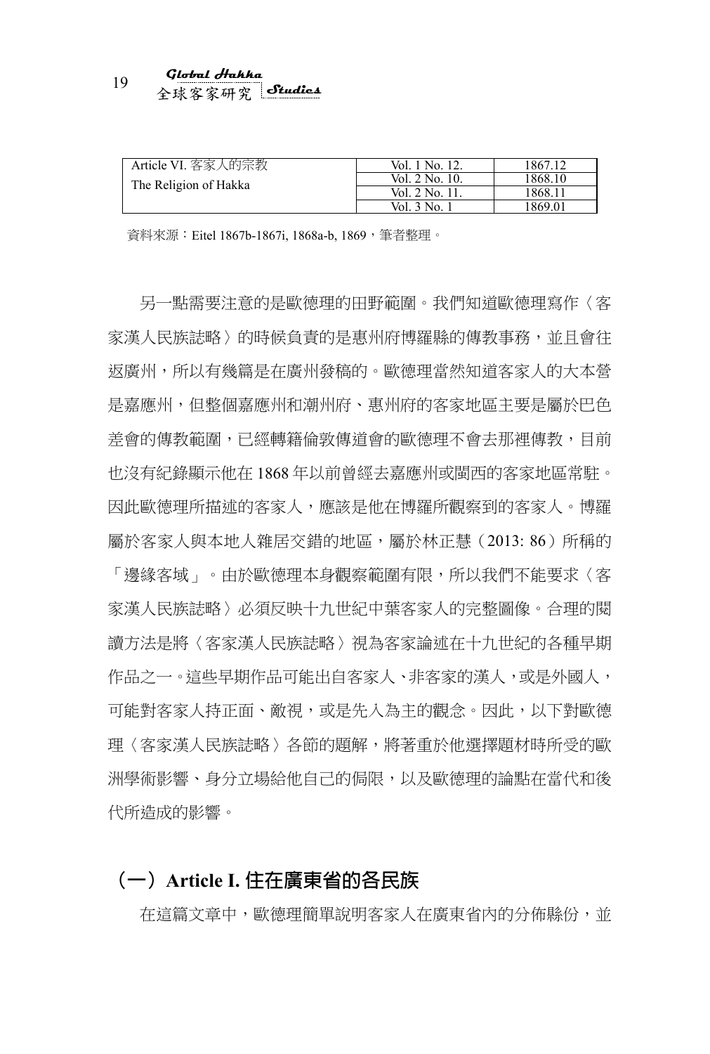| Article VI. 客家人的宗教 The Religion of Hakka | Vol. 1 No. 12. | 1867.12 |
|---|---|---|
| | Vol. 2 No. 10. | 1868.10 |
| | Vol. 2 No. 11. | 1868.11 |
| | Vol. 3 No. 1 | 1869.01 |

資料來源：Eitel 1867b-1867i, 1868a-b, 1869，筆者整理。

另一點需要注意的是歐德理的田野範圍。我們知道歐德理寫作〈客家漢人民族誌略〉的時候負責的是惠州府博羅縣的傳教事務，並且會往返廣州，所以有幾篇是在廣州發稿的。歐德理當然知道客家人的大本營是嘉應州，但整個嘉應州和潮州府、惠州府的客家地區主要是屬於巴色差會的傳教範圍，已經轉籍倫敦傳道會的歐德理不會去那裡傳教，目前也沒有紀錄顯示他在 1868 年以前曾經去嘉應州或閩西的客家地區常駐。因此歐德理所描述的客家人，應該是他在博羅所觀察到的客家人。博羅屬於客家人與本地人雜居交錯的地區，屬於林正慧（2013: 86）所稱的「邊緣客域」。由於歐德理本身觀察範圍有限，所以我們不能要求〈客家漢人民族誌略〉必須反映十九世紀中葉客家人的完整圖像。合理的閱讀方法是將〈客家漢人民族誌略〉視為客家論述在十九世紀的各種早期作品之一。這些早期作品可能出自客家人、非客家的漢人，或是外國人，可能對客家人持正面、敵視，或是先入為主的觀念。因此，以下對歐德理〈客家漢人民族誌略〉各節的題解，將著重於他選擇題材時所受的歐洲學術影響、身分立場給他自己的侷限，以及歐德理的論點在當代和後代所造成的影響。

## （一）Article I. 住在廣東省的各民族

在這篇文章中，歐德理簡單說明客家人在廣東省內的分佈縣份，並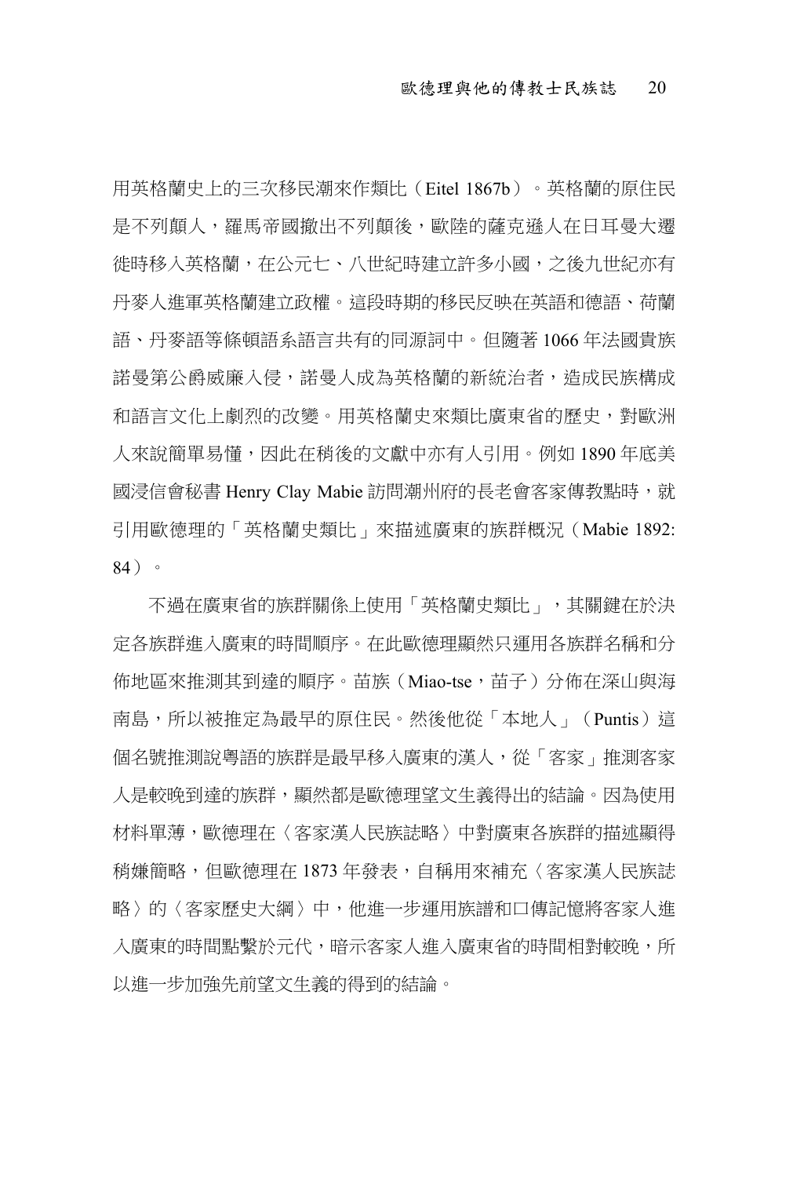用英格蘭史上的三次移民潮來作類比（Eitel 1867b）。英格蘭的原住民是不列顛人，羅馬帝國撤出不列顛後，歐陸的薩克遜人在日耳曼大遷徙時移入英格蘭，在公元七、八世紀時建立許多小國，之後九世紀亦有丹麥人進軍英格蘭建立政權。這段時期的移民反映在英語和德語、荷蘭語、丹麥語等條頓語系語言共有的同源詞中。但隨著 1066 年法國貴族諾曼第公爵威廉入侵，諾曼人成為英格蘭的新統治者，造成民族構成和語言文化上劇烈的改變。用英格蘭史來類比廣東省的歷史，對歐洲人來說簡單易懂，因此在稍後的文獻中亦有人引用。例如 1890 年底美國浸信會秘書 Henry Clay Mabie 訪問潮州府的長老會客家傳教點時，就引用歐德理的「英格蘭史類比」來描述廣東的族群概況（Mabie 1892: 84）。

不過在廣東省的族群關係上使用「英格蘭史類比」，其關鍵在於決定各族群進入廣東的時間順序。在此歐德理顯然只運用各族群名稱和分佈地區來推測其到達的順序。苗族（Miao-tse，苗子）分佈在深山與海南島，所以被推定為最早的原住民。然後他從「本地人」（Puntis）這個名號推測說粵語的族群是最早移入廣東的漢人，從「客家」推測客家人是較晚到達的族群，顯然都是歐德理望文生義得出的結論。因為使用材料單薄，歐德理在〈客家漢人民族誌略〉中對廣東各族群的描述顯得稍嫌簡略，但歐德理在 1873 年發表，自稱用來補充〈客家漢人民族誌略〉的〈客家歷史大綱〉中，他進一步運用族譜和口傳記憶將客家人進入廣東的時間點繫於元代，暗示客家人進入廣東省的時間相對較晚，所以進一步加強先前望文生義的得到的結論。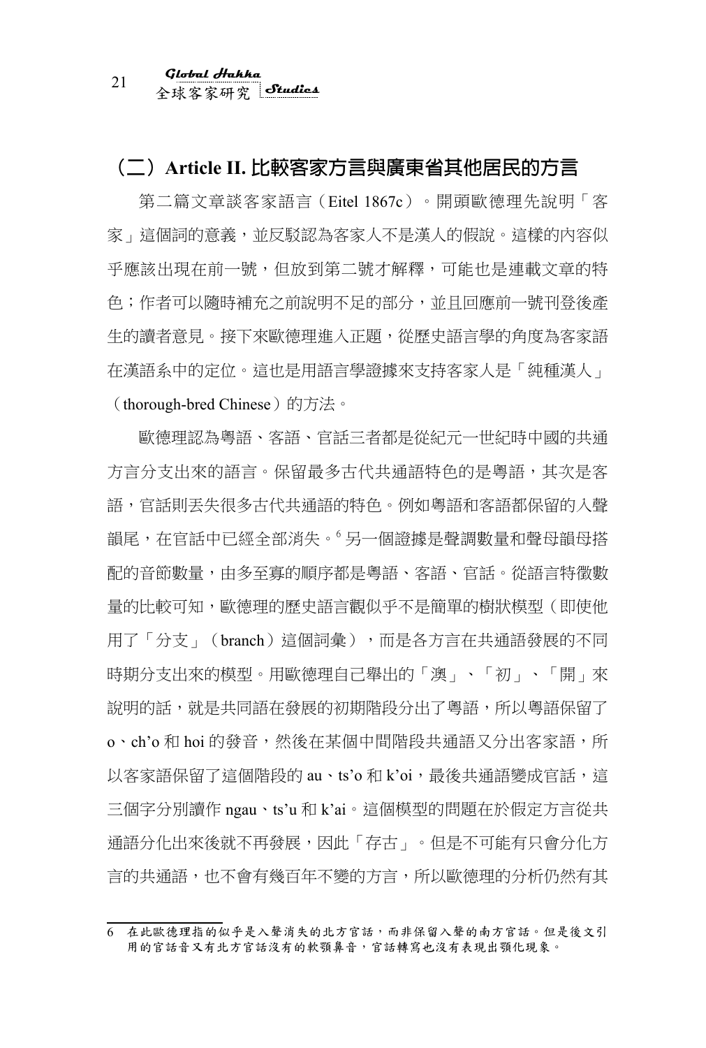## （二）Article II. 比較客家方言與廣東省其他居民的方言

第二篇文章談客家語言（Eitel 1867c）。開頭歐德理先說明「客家」這個詞的意義，並反駁認為客家人不是漢人的假說。這樣的內容似乎應該出現在前一號，但放到第二號才解釋，可能也是連載文章的特色；作者可以隨時補充之前說明不足的部分，並且回應前一號刊登後產生的讀者意見。接下來歐德理進入正題，從歷史語言學的角度為客家語在漢語系中的定位。這也是用語言學證據來支持客家人是「純種漢人」（thorough-bred Chinese）的方法。

歐德理認為粵語、客語、官話三者都是從紀元一世紀時中國的共通方言分支出來的語言。保留最多古代共通語特色的是粵語，其次是客語，官話則丟失很多古代共通語的特色。例如粵語和客語都保留的入聲韻尾，在官話中已經全部消失。[6] 另一個證據是聲調數量和聲母韻母搭配的音節數量，由多至寡的順序都是粵語、客語、官話。從語言特徵數量的比較可知，歐德理的歷史語言觀似乎不是簡單的樹狀模型（即使他用了「分支」（branch）這個詞彙），而是各方言在共通語發展的不同時期分支出來的模型。用歐德理自己舉出的「澳」、「初」、「開」來說明的話，就是共同語在發展的初期階段分出了粵語，所以粵語保留了 o、ch'o 和 hoi 的發音，然後在某個中間階段共通語又分出客家語，所以客家語保留了這個階段的 au、ts'o 和 k'oi，最後共通語變成官話，這三個字分別讀作 ngau、ts'u 和 k'ai。這個模型的問題在於假定方言從共通語分化出來後就不再發展，因此「存古」。但是不可能有只會分化方言的共通語，也不會有幾百年不變的方言，所以歐德理的分析仍然有其

---

6 在此歐德理指的似乎是入聲消失的北方官話，而非保留入聲的南方官話。但是後文引用的官話音又有北方官話沒有的軟顎鼻音，官話轉寫也沒有表現出顎化現象。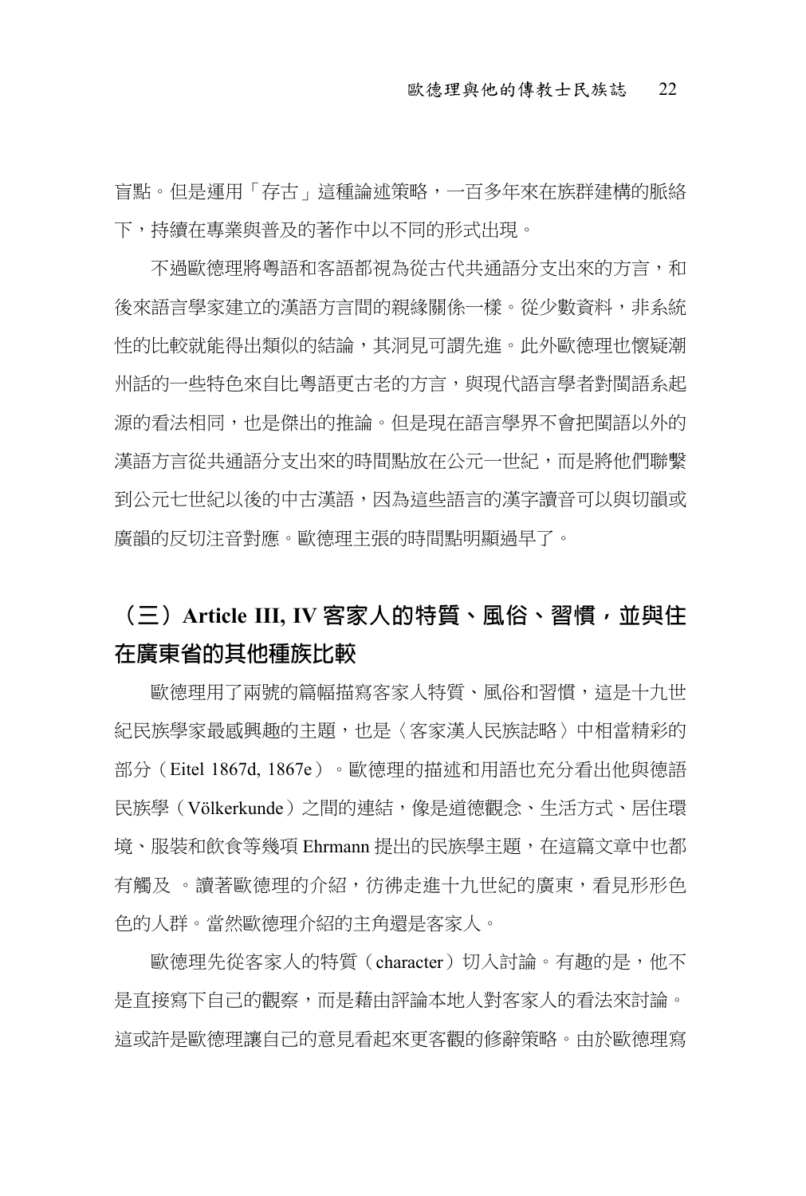盲點。但是運用「存古」這種論述策略，一百多年來在族群建構的脈絡下，持續在專業與普及的著作中以不同的形式出現。

不過歐德理將粵語和客語都視為從古代共通語分支出來的方言，和後來語言學家建立的漢語方言間的親緣關係一樣。從少數資料，非系統性的比較就能得出類似的結論，其洞見可謂先進。此外歐德理也懷疑潮州話的一些特色來自比粵語更古老的方言，與現代語言學者對閩語系起源的看法相同，也是傑出的推論。但是現在語言學界不會把閩語以外的漢語方言從共通語分支出來的時間點放在公元一世紀，而是將他們聯繫到公元七世紀以後的中古漢語，因為這些語言的漢字讀音可以與切韻或廣韻的反切注音對應。歐德理主張的時間點明顯過早了。

## （三）Article III, IV 客家人的特質、風俗、習慣，並與住在廣東省的其他種族比較

歐德理用了兩號的篇幅描寫客家人特質、風俗和習慣，這是十九世紀民族學家最感興趣的主題，也是〈客家漢人民族誌略〉中相當精彩的部分（Eitel 1867d, 1867e）。歐德理的描述和用語也充分看出他與德語民族學（Völkerkunde）之間的連結，像是道德觀念、生活方式、居住環境、服裝和飲食等幾項 Ehrmann 提出的民族學主題，在這篇文章中也都有觸及 。讀著歐德理的介紹，彷彿走進十九世紀的廣東，看見形形色色的人群。當然歐德理介紹的主角還是客家人。

歐德理先從客家人的特質（character）切入討論。有趣的是，他不是直接寫下自己的觀察，而是藉由評論本地人對客家人的看法來討論。這或許是歐德理讓自己的意見看起來更客觀的修辭策略。由於歐德理寫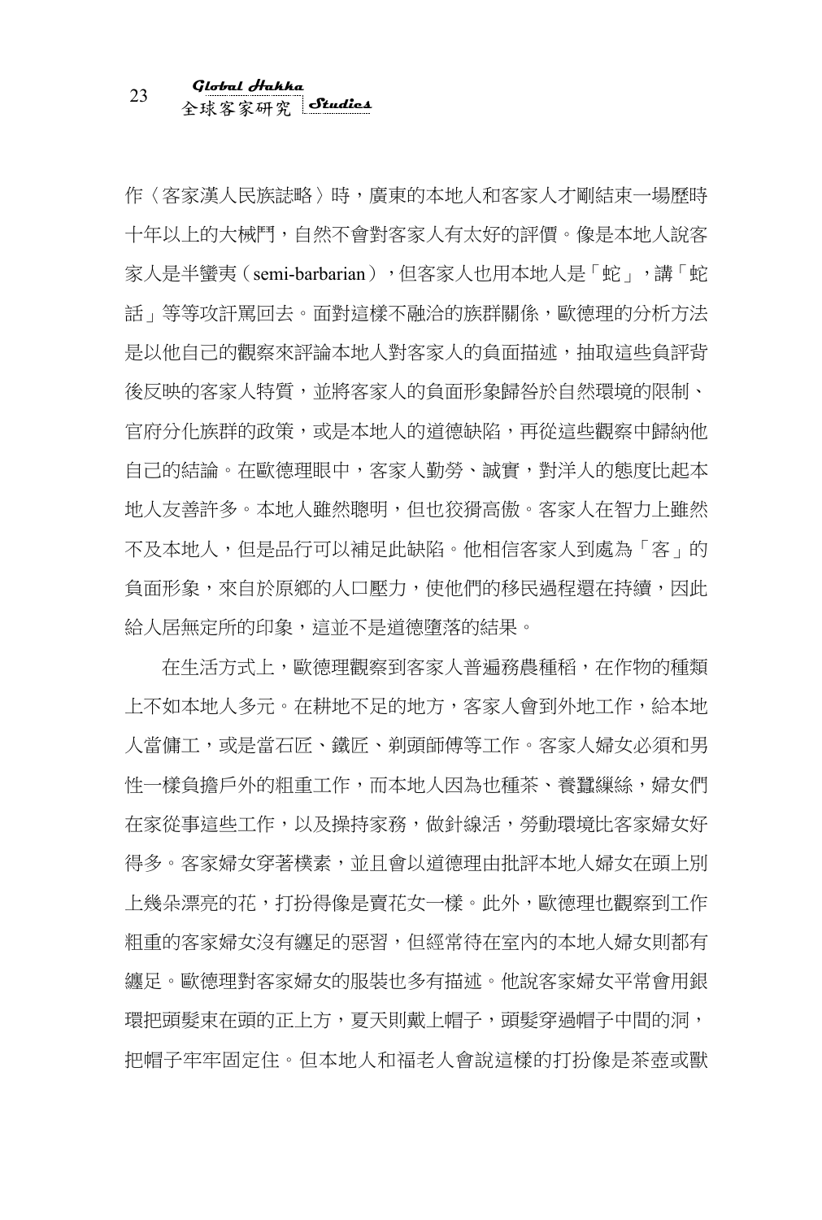作〈客家漢人民族誌略〉時，廣東的本地人和客家人才剛結束一場歷時十年以上的大械鬥，自然不會對客家人有太好的評價。像是本地人說客家人是半蠻夷（semi-barbarian），但客家人也用本地人是「蛇」，講「蛇話」等等攻訐罵回去。面對這樣不融洽的族群關係，歐德理的分析方法是以他自己的觀察來評論本地人對客家人的負面描述，抽取這些負評背後反映的客家人特質，並將客家人的負面形象歸咎於自然環境的限制、官府分化族群的政策，或是本地人的道德缺陷，再從這些觀察中歸納他自己的結論。在歐德理眼中，客家人勤勞、誠實，對洋人的態度比起本地人友善許多。本地人雖然聰明，但也狡猾高傲。客家人在智力上雖然不及本地人，但是品行可以補足此缺陷。他相信客家人到處為「客」的負面形象，來自於原鄉的人口壓力，使他們的移民過程還在持續，因此給人居無定所的印象，這並不是道德墮落的結果。

在生活方式上，歐德理觀察到客家人普遍務農種稻，在作物的種類上不如本地人多元。在耕地不足的地方，客家人會到外地工作，給本地人當傭工，或是當石匠、鐵匠、剃頭師傅等工作。客家人婦女必須和男性一樣負擔戶外的粗重工作，而本地人因為也種茶、養蠶繅絲，婦女們在家從事這些工作，以及操持家務，做針線活，勞動環境比客家婦女好得多。客家婦女穿著樸素，並且會以道德理由批評本地人婦女在頭上別上幾朵漂亮的花，打扮得像是賣花女一樣。此外，歐德理也觀察到工作粗重的客家婦女沒有纏足的惡習，但經常待在室內的本地人婦女則都有纏足。歐德理對客家婦女的服裝也多有描述。他說客家婦女平常會用銀環把頭髮束在頭的正上方，夏天則戴上帽子，頭髮穿過帽子中間的洞，把帽子牢牢固定住。但本地人和福老人會說這樣的打扮像是茶壺或獸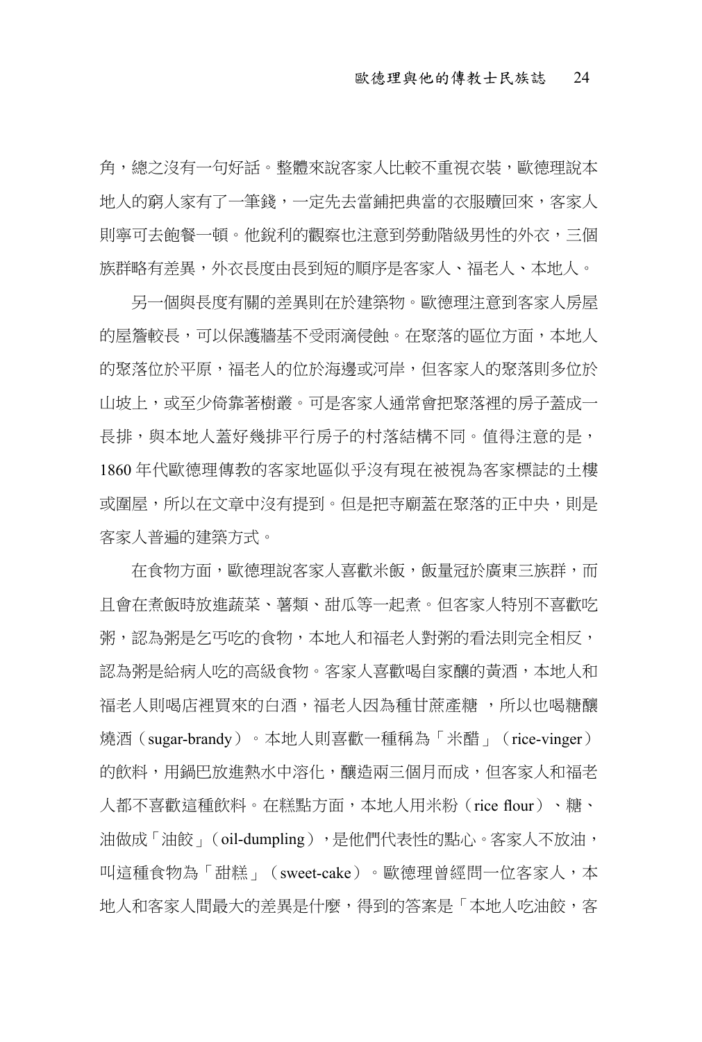角，總之沒有一句好話。整體來說客家人比較不重視衣裝，歐德理說本地人的窮人家有了一筆錢，一定先去當鋪把典當的衣服贖回來，客家人則寧可去飽餐一頓。他銳利的觀察也注意到勞動階級男性的外衣，三個族群略有差異，外衣長度由長到短的順序是客家人、福老人、本地人。

另一個與長度有關的差異則在於建築物。歐德理注意到客家人房屋的屋簷較長，可以保護牆基不受雨滴侵蝕。在聚落的區位方面，本地人的聚落位於平原，福老人的位於海邊或河岸，但客家人的聚落則多位於山坡上，或至少倚靠著樹叢。可是客家人通常會把聚落裡的房子蓋成一長排，與本地人蓋好幾排平行房子的村落結構不同。值得注意的是，1860 年代歐德理傳教的客家地區似乎沒有現在被視為客家標誌的土樓或圍屋，所以在文章中沒有提到。但是把寺廟蓋在聚落的正中央，則是客家人普遍的建築方式。

在食物方面，歐德理說客家人喜歡米飯，飯量冠於廣東三族群，而且會在煮飯時放進蔬菜、薯類、甜瓜等一起煮。但客家人特別不喜歡吃粥，認為粥是乞丐吃的食物，本地人和福老人對粥的看法則完全相反，認為粥是給病人吃的高級食物。客家人喜歡喝自家釀的黃酒，本地人和福老人則喝店裡買來的白酒，福老人因為種甘蔗產糖 ，所以也喝糖釀燒酒（sugar-brandy）。本地人則喜歡一種稱為「米醋」（rice-vinger）的飲料，用鍋巴放進熱水中溶化，釀造兩三個月而成，但客家人和福老人都不喜歡這種飲料。在糕點方面，本地人用米粉（rice flour）、糖、油做成「油餃」（oil-dumpling），是他們代表性的點心。客家人不放油，叫這種食物為「甜糕」（sweet-cake）。歐德理曾經問一位客家人，本地人和客家人間最大的差異是什麼，得到的答案是「本地人吃油餃，客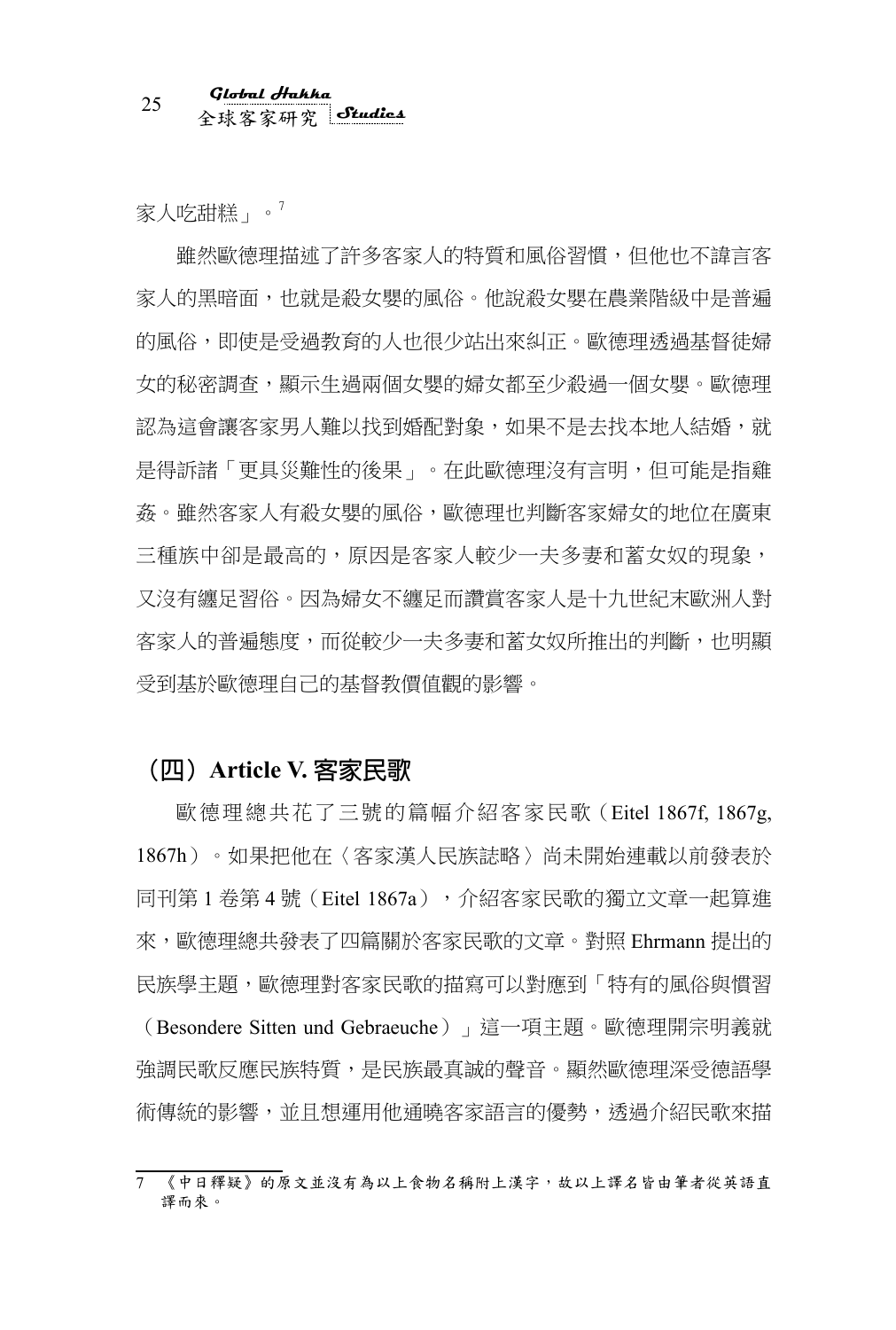家人吃甜糕」。[7]

雖然歐德理描述了許多客家人的特質和風俗習慣，但他也不諱言客家人的黑暗面，也就是殺女嬰的風俗。他說殺女嬰在農業階級中是普遍的風俗，即使是受過教育的人也很少站出來糾正。歐德理透過基督徒婦女的秘密調查，顯示生過兩個女嬰的婦女都至少殺過一個女嬰。歐德理認為這會讓客家男人難以找到婚配對象，如果不是去找本地人結婚，就是得訴諸「更具災難性的後果」。在此歐德理沒有言明，但可能是指雞姦。雖然客家人有殺女嬰的風俗，歐德理也判斷客家婦女的地位在廣東三種族中卻是最高的，原因是客家人較少一夫多妻和蓄女奴的現象，又沒有纏足習俗。因為婦女不纏足而讚賞客家人是十九世紀末歐洲人對客家人的普遍態度，而從較少一夫多妻和蓄女奴所推出的判斷，也明顯受到基於歐德理自己的基督教價值觀的影響。

## （四）Article V. 客家民歌

歐德理總共花了三號的篇幅介紹客家民歌（Eitel 1867f, 1867g, 1867h）。如果把他在〈客家漢人民族誌略〉尚未開始連載以前發表於同刊第 1 卷第 4 號（Eitel 1867a），介紹客家民歌的獨立文章一起算進來，歐德理總共發表了四篇關於客家民歌的文章。對照 Ehrmann 提出的民族學主題，歐德理對客家民歌的描寫可以對應到「特有的風俗與慣習（Besondere Sitten und Gebraeuche）」這一項主題。歐德理開宗明義就強調民歌反應民族特質，是民族最真誠的聲音。顯然歐德理深受德語學術傳統的影響，並且想運用他通曉客家語言的優勢，透過介紹民歌來描

---

7 《中日釋疑》的原文並沒有為以上食物名稱附上漢字，故以上譯名皆由筆者從英語直譯而來。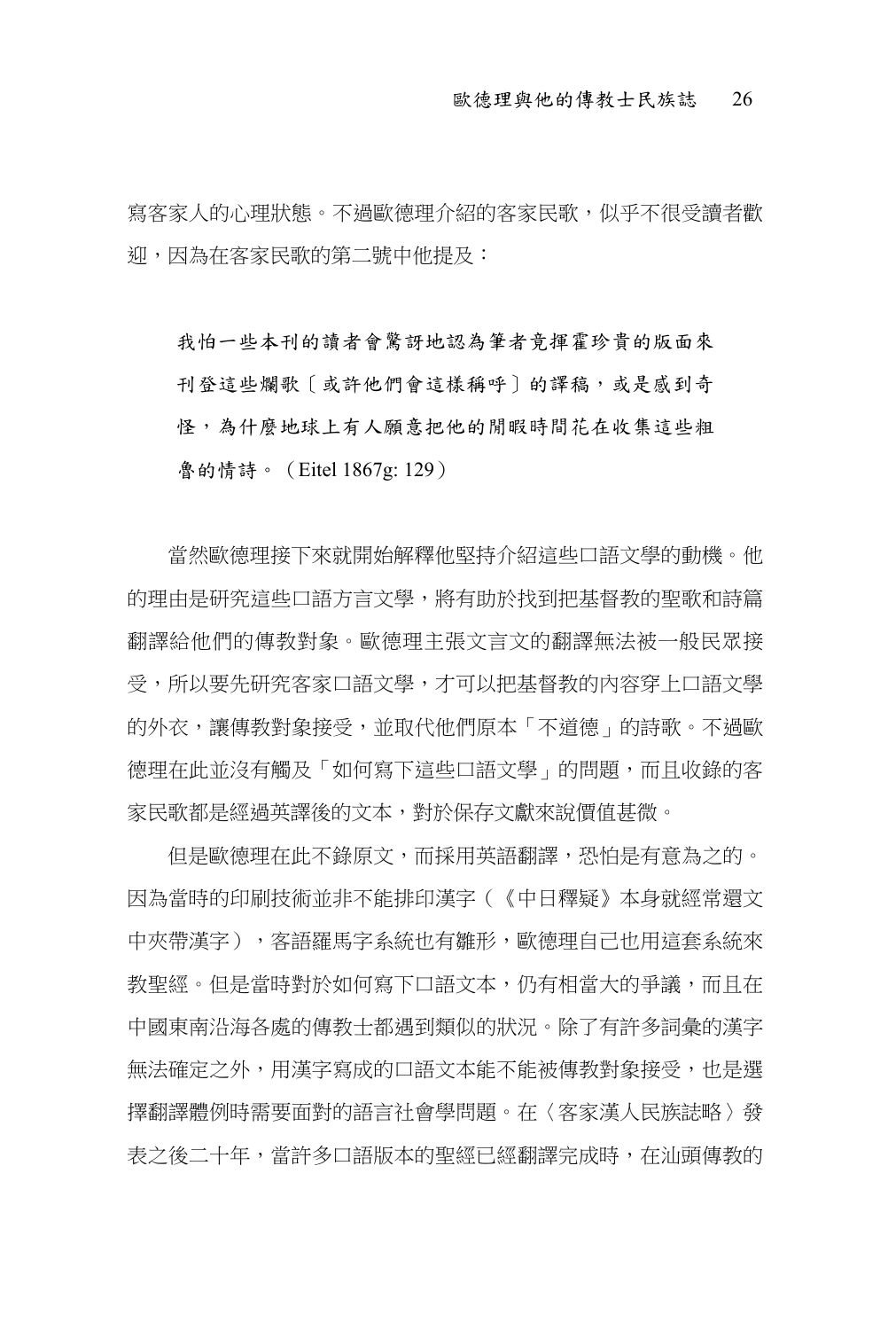寫客家人的心理狀態。不過歐德理介紹的客家民歌，似乎不很受讀者歡迎，因為在客家民歌的第二號中他提及：

> 我怕一些本刊的讀者會驚訝地認為筆者竟揮霍珍貴的版面來刊登這些爛歌〔或許他們會這樣稱呼〕的譯稿，或是感到奇怪，為什麼地球上有人願意把他的閒暇時間花在收集這些粗魯的情詩。（Eitel 1867g: 129）

當然歐德理接下來就開始解釋他堅持介紹這些口語文學的動機。他的理由是研究這些口語方言文學，將有助於找到把基督教的聖歌和詩篇翻譯給他們的傳教對象。歐德理主張文言文的翻譯無法被一般民眾接受，所以要先研究客家口語文學，才可以把基督教的內容穿上口語文學的外衣，讓傳教對象接受，並取代他們原本「不道德」的詩歌。不過歐德理在此並沒有觸及「如何寫下這些口語文學」的問題，而且收錄的客家民歌都是經過英譯後的文本，對於保存文獻來說價值甚微。

但是歐德理在此不錄原文，而採用英語翻譯，恐怕是有意為之的。因為當時的印刷技術並非不能排印漢字（《中日釋疑》本身就經常還文中夾帶漢字），客語羅馬字系統也有雛形，歐德理自己也用這套系統來教聖經。但是當時對於如何寫下口語文本，仍有相當大的爭議，而且在中國東南沿海各處的傳教士都遇到類似的狀況。除了有許多詞彙的漢字無法確定之外，用漢字寫成的口語文本能不能被傳教對象接受，也是選擇翻譯體例時需要面對的語言社會學問題。在〈客家漢人民族誌略〉發表之後二十年，當許多口語版本的聖經已經翻譯完成時，在汕頭傳教的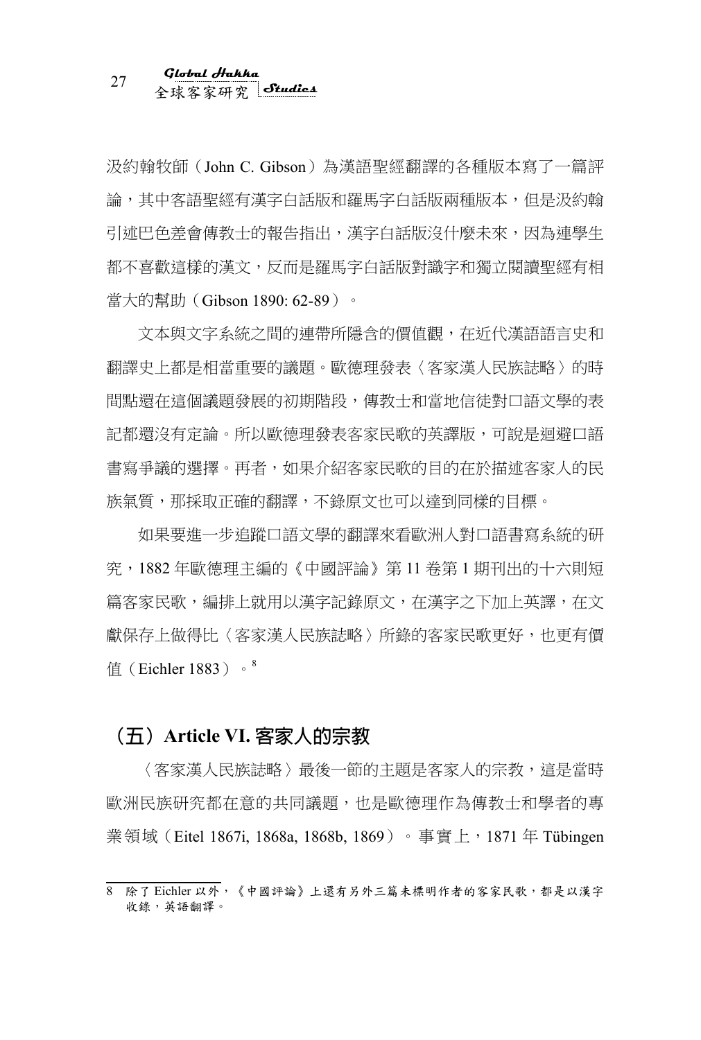汲約翰牧師（John C. Gibson）為漢語聖經翻譯的各種版本寫了一篇評論，其中客語聖經有漢字白話版和羅馬字白話版兩種版本，但是汲約翰引述巴色差會傳教士的報告指出，漢字白話版沒什麼未來，因為連學生都不喜歡這樣的漢文，反而是羅馬字白話版對識字和獨立閱讀聖經有相當大的幫助（Gibson 1890: 62-89）。

文本與文字系統之間的連帶所隱含的價值觀，在近代漢語語言史和翻譯史上都是相當重要的議題。歐德理發表〈客家漢人民族誌略〉的時間點還在這個議題發展的初期階段，傳教士和當地信徒對口語文學的表記都還沒有定論。所以歐德理發表客家民歌的英譯版，可說是迴避口語書寫爭議的選擇。再者，如果介紹客家民歌的目的在於描述客家人的民族氣質，那採取正確的翻譯，不錄原文也可以達到同樣的目標。

如果要進一步追蹤口語文學的翻譯來看歐洲人對口語書寫系統的研究，1882 年歐德理主編的《中國評論》第 11 卷第 1 期刊出的十六則短篇客家民歌，編排上就用以漢字記錄原文，在漢字之下加上英譯，在文獻保存上做得比〈客家漢人民族誌略〉所錄的客家民歌更好，也更有價值（Eichler 1883）。[8]

## （五）Article VI. 客家人的宗教

〈客家漢人民族誌略〉最後一節的主題是客家人的宗教，這是當時歐洲民族研究都在意的共同議題，也是歐德理作為傳教士和學者的專業領域（Eitel 1867i, 1868a, 1868b, 1869）。事實上，1871 年 Tübingen

---

8　除了 Eichler 以外，《中國評論》上還有另外三篇未標明作者的客家民歌，都是以漢字收錄，英語翻譯。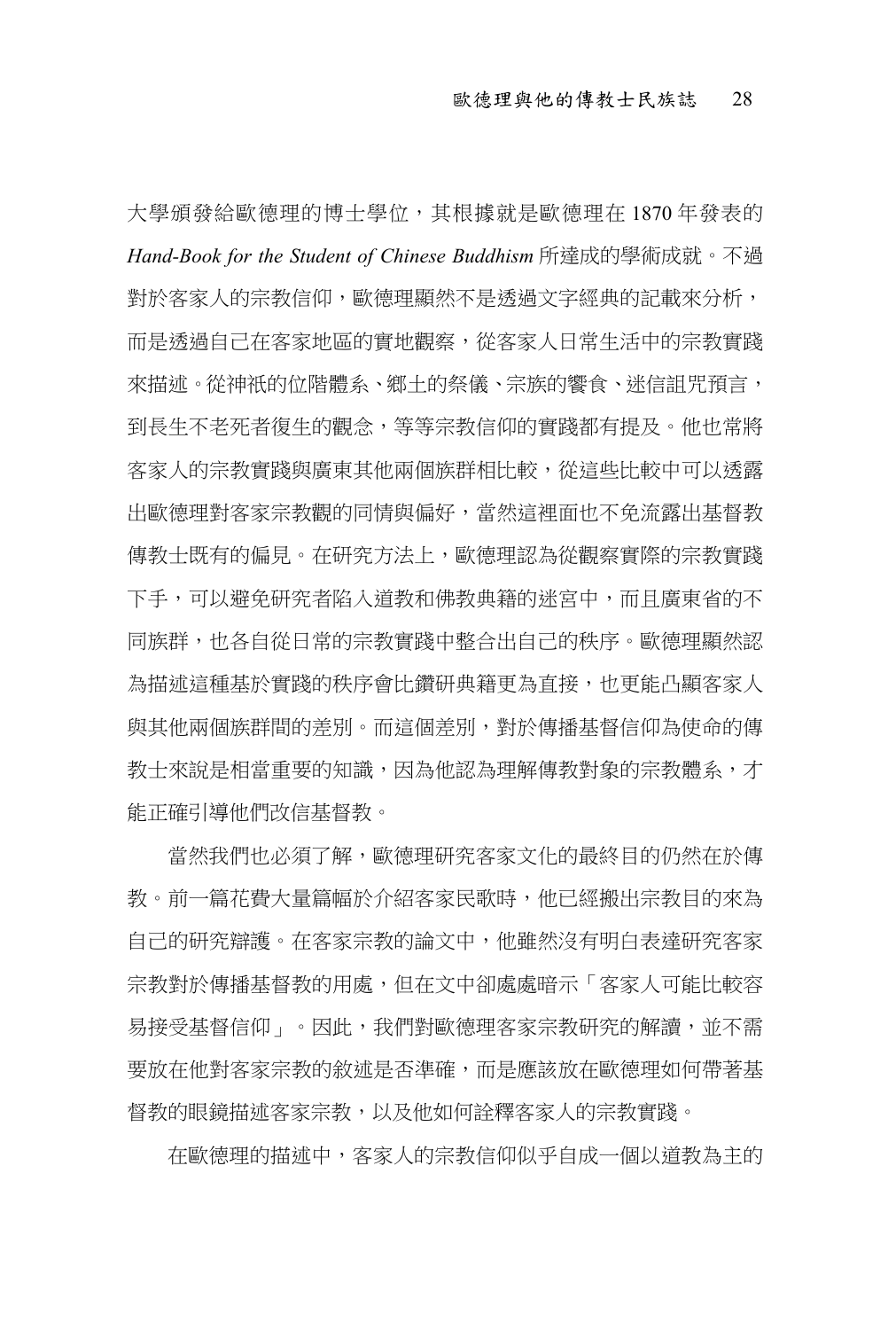大學頒發給歐德理的博士學位，其根據就是歐德理在 1870 年發表的 *Hand-Book for the Student of Chinese Buddhism* 所達成的學術成就。不過對於客家人的宗教信仰，歐德理顯然不是透過文字經典的記載來分析，而是透過自己在客家地區的實地觀察，從客家人日常生活中的宗教實踐來描述。從神祇的位階體系、鄉土的祭儀、宗族的饗食、迷信詛咒預言，到長生不老死者復生的觀念，等等宗教信仰的實踐都有提及。他也常將客家人的宗教實踐與廣東其他兩個族群相比較，從這些比較中可以透露出歐德理對客家宗教觀的同情與偏好，當然這裡面也不免流露出基督教傳教士既有的偏見。在研究方法上，歐德理認為從觀察實際的宗教實踐下手，可以避免研究者陷入道教和佛教典籍的迷宮中，而且廣東省的不同族群，也各自從日常的宗教實踐中整合出自己的秩序。歐德理顯然認為描述這種基於實踐的秩序會比鑽研典籍更為直接，也更能凸顯客家人與其他兩個族群間的差別。而這個差別，對於傳播基督信仰為使命的傳教士來說是相當重要的知識，因為他認為理解傳教對象的宗教體系，才能正確引導他們改信基督教。

當然我們也必須了解，歐德理研究客家文化的最終目的仍然在於傳教。前一篇花費大量篇幅於介紹客家民歌時，他已經搬出宗教目的來為自己的研究辯護。在客家宗教的論文中，他雖然沒有明白表達研究客家宗教對於傳播基督教的用處，但在文中卻處處暗示「客家人可能比較容易接受基督信仰」。因此，我們對歐德理客家宗教研究的解讀，並不需要放在他對客家宗教的敘述是否準確，而是應該放在歐德理如何帶著基督教的眼鏡描述客家宗教，以及他如何詮釋客家人的宗教實踐。

在歐德理的描述中，客家人的宗教信仰似乎自成一個以道教為主的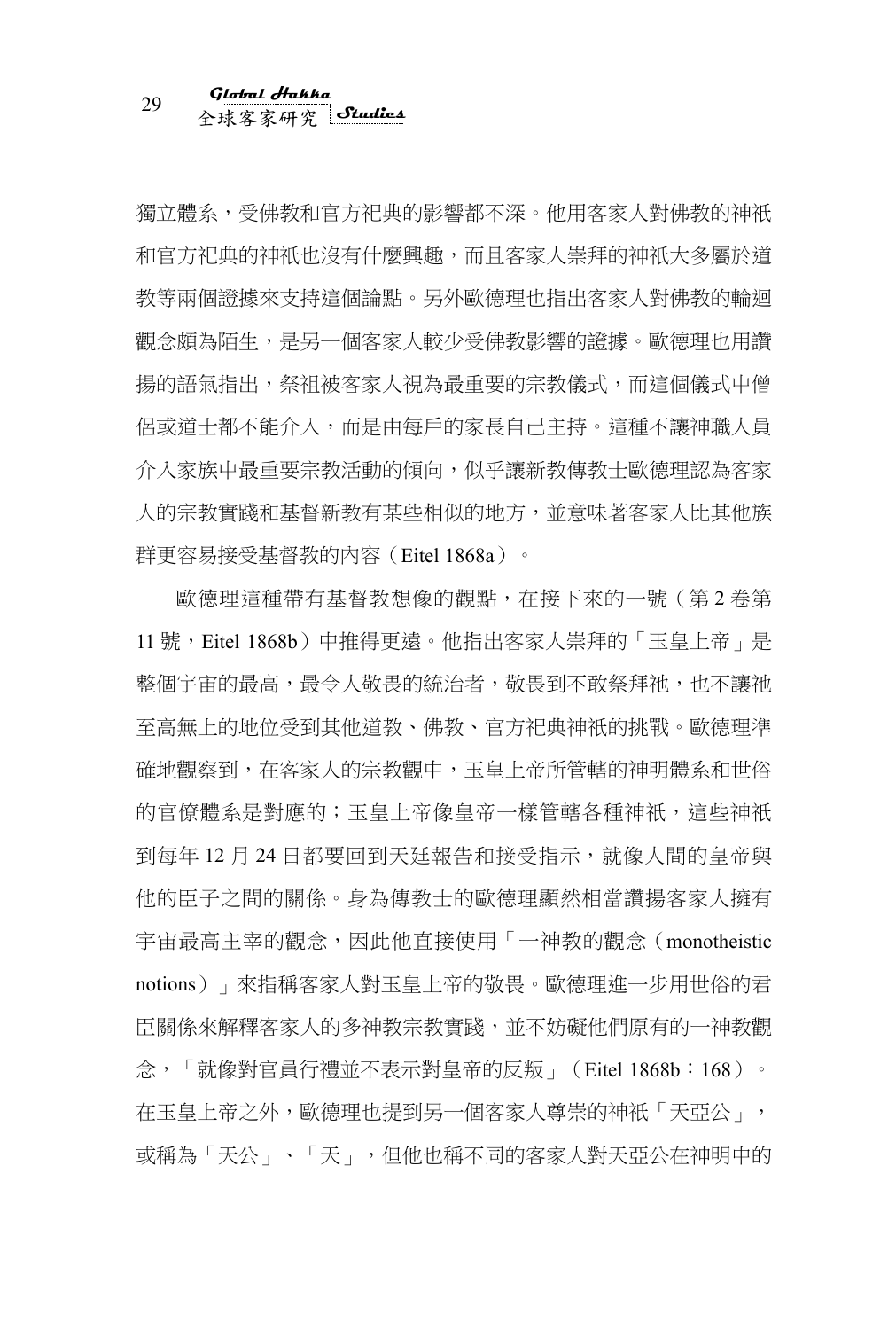獨立體系，受佛教和官方祀典的影響都不深。他用客家人對佛教的神祇和官方祀典的神祇也沒有什麼興趣，而且客家人崇拜的神祇大多屬於道教等兩個證據來支持這個論點。另外歐德理也指出客家人對佛教的輪迴觀念頗為陌生，是另一個客家人較少受佛教影響的證據。歐德理也用讚揚的語氣指出，祭祖被客家人視為最重要的宗教儀式，而這個儀式中僧侶或道士都不能介入，而是由每戶的家長自己主持。這種不讓神職人員介入家族中最重要宗教活動的傾向，似乎讓新教傳教士歐德理認為客家人的宗教實踐和基督新教有某些相似的地方，並意味著客家人比其他族群更容易接受基督教的內容（Eitel 1868a）。

歐德理這種帶有基督教想像的觀點，在接下來的一號（第 2 卷第 11 號，Eitel 1868b）中推得更遠。他指出客家人崇拜的「玉皇上帝」是整個宇宙的最高，最令人敬畏的統治者，敬畏到不敢祭拜祂，也不讓祂至高無上的地位受到其他道教、佛教、官方祀典神祇的挑戰。歐德理準確地觀察到，在客家人的宗教觀中，玉皇上帝所管轄的神明體系和世俗的官僚體系是對應的；玉皇上帝像皇帝一樣管轄各種神祇，這些神祇到每年 12 月 24 日都要回到天廷報告和接受指示，就像人間的皇帝與他的臣子之間的關係。身為傳教士的歐德理顯然相當讚揚客家人擁有宇宙最高主宰的觀念，因此他直接使用「一神教的觀念（monotheistic notions）」來指稱客家人對玉皇上帝的敬畏。歐德理進一步用世俗的君臣關係來解釋客家人的多神教宗教實踐，並不妨礙他們原有的一神教觀念，「就像對官員行禮並不表示對皇帝的反叛」（Eitel 1868b：168）。在玉皇上帝之外，歐德理也提到另一個客家人尊崇的神祇「天亞公」，或稱為「天公」、「天」，但他也稱不同的客家人對天亞公在神明中的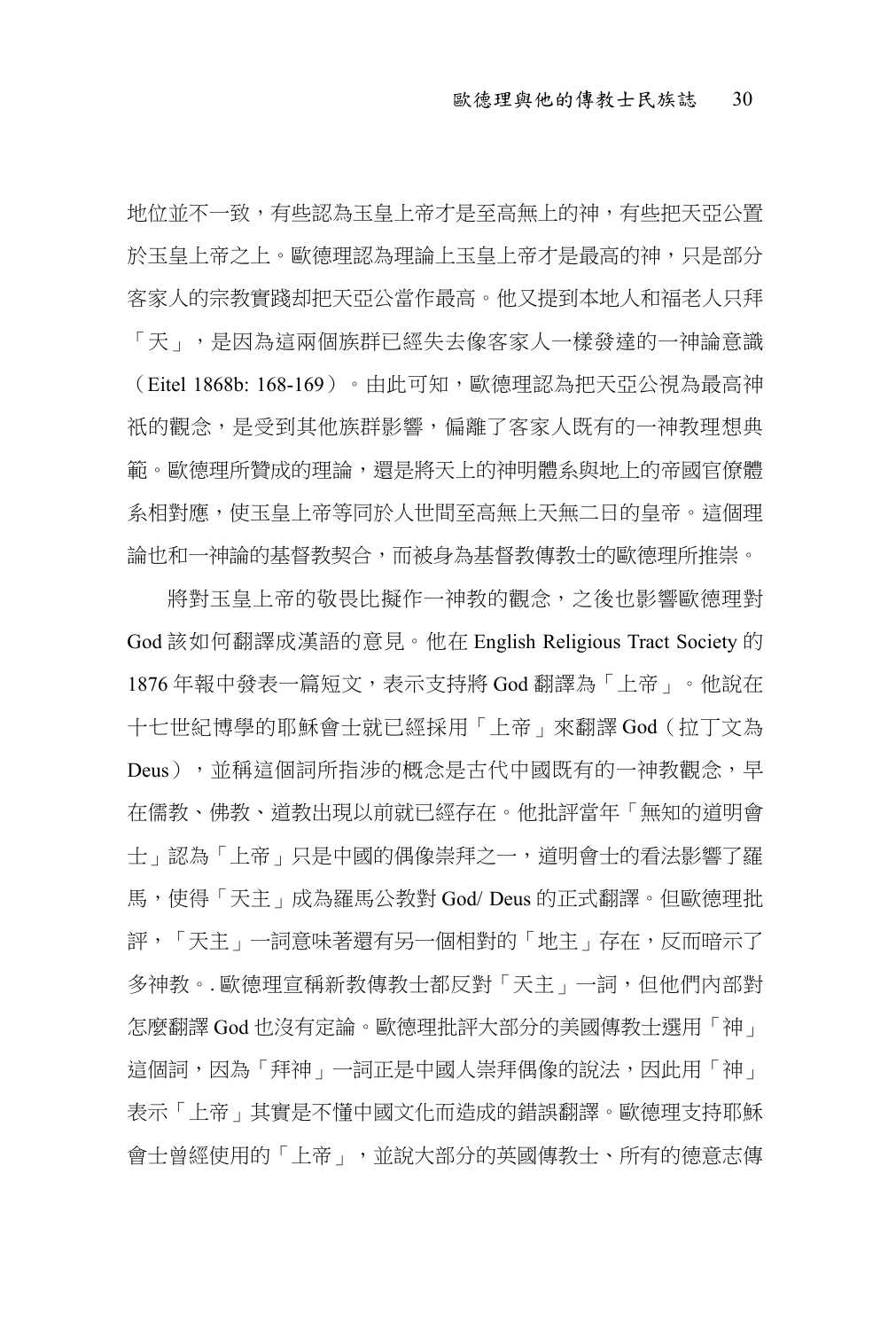地位並不一致，有些認為玉皇上帝才是至高無上的神，有些把天亞公置於玉皇上帝之上。歐德理認為理論上玉皇上帝才是最高的神，只是部分客家人的宗教實踐却把天亞公當作最高。他又提到本地人和福老人只拜「天」，是因為這兩個族群已經失去像客家人一樣發達的一神論意識（Eitel 1868b: 168-169）。由此可知，歐德理認為把天亞公視為最高神祇的觀念，是受到其他族群影響，偏離了客家人既有的一神教理想典範。歐德理所贊成的理論，還是將天上的神明體系與地上的帝國官僚體系相對應，使玉皇上帝等同於人世間至高無上天無二日的皇帝。這個理論也和一神論的基督教契合，而被身為基督教傳教士的歐德理所推崇。

將對玉皇上帝的敬畏比擬作一神教的觀念，之後也影響歐德理對 God 該如何翻譯成漢語的意見。他在 English Religious Tract Society 的 1876 年報中發表一篇短文，表示支持將 God 翻譯為「上帝」。他說在十七世紀博學的耶穌會士就已經採用「上帝」來翻譯 God（拉丁文為 Deus），並稱這個詞所指涉的概念是古代中國既有的一神教觀念，早在儒教、佛教、道教出現以前就已經存在。他批評當年「無知的道明會士」認為「上帝」只是中國的偶像崇拜之一，道明會士的看法影響了羅馬，使得「天主」成為羅馬公教對 God/ Deus 的正式翻譯。但歐德理批評，「天主」一詞意味著還有另一個相對的「地主」存在，反而暗示了多神教。. 歐德理宣稱新教傳教士都反對「天主」一詞，但他們內部對怎麼翻譯 God 也沒有定論。歐德理批評大部分的美國傳教士選用「神」這個詞，因為「拜神」一詞正是中國人崇拜偶像的說法，因此用「神」表示「上帝」其實是不懂中國文化而造成的錯誤翻譯。歐德理支持耶穌會士曾經使用的「上帝」，並說大部分的英國傳教士、所有的德意志傳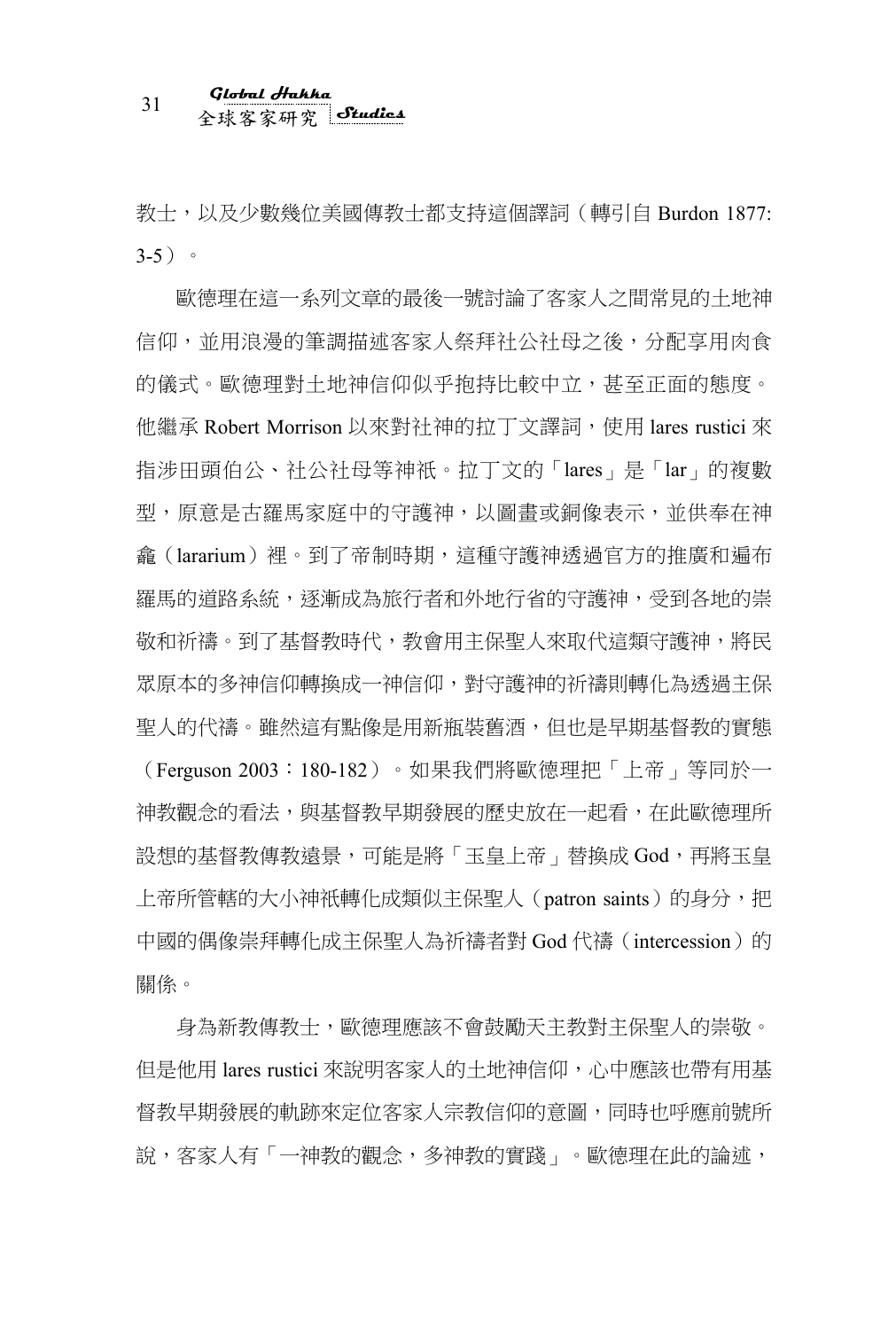教士，以及少數幾位美國傳教士都支持這個譯詞（轉引自 Burdon 1877: 3-5）。

歐德理在這一系列文章的最後一號討論了客家人之間常見的土地神信仰，並用浪漫的筆調描述客家人祭拜社公社母之後，分配享用肉食的儀式。歐德理對土地神信仰似乎抱持比較中立，甚至正面的態度。他繼承 Robert Morrison 以來對社神的拉丁文譯詞，使用 lares rustici 來指涉田頭伯公、社公社母等神祇。拉丁文的「lares」是「lar」的複數型，原意是古羅馬家庭中的守護神，以圖畫或銅像表示，並供奉在神龕（lararium）裡。到了帝制時期，這種守護神透過官方的推廣和遍布羅馬的道路系統，逐漸成為旅行者和外地行省的守護神，受到各地的崇敬和祈禱。到了基督教時代，教會用主保聖人來取代這類守護神，將民眾原本的多神信仰轉換成一神信仰，對守護神的祈禱則轉化為透過主保聖人的代禱。雖然這有點像是用新瓶裝舊酒，但也是早期基督教的實態（Ferguson 2003：180-182）。如果我們將歐德理把「上帝」等同於一神教觀念的看法，與基督教早期發展的歷史放在一起看，在此歐德理所設想的基督教傳教遠景，可能是將「玉皇上帝」替換成 God，再將玉皇上帝所管轄的大小神祇轉化成類似主保聖人（patron saints）的身分，把中國的偶像崇拜轉化成主保聖人為祈禱者對 God 代禱（intercession）的關係。

身為新教傳教士，歐德理應該不會鼓勵天主教對主保聖人的崇敬。但是他用 lares rustici 來說明客家人的土地神信仰，心中應該也帶有用基督教早期發展的軌跡來定位客家人宗教信仰的意圖，同時也呼應前號所說，客家人有「一神教的觀念，多神教的實踐」。歐德理在此的論述，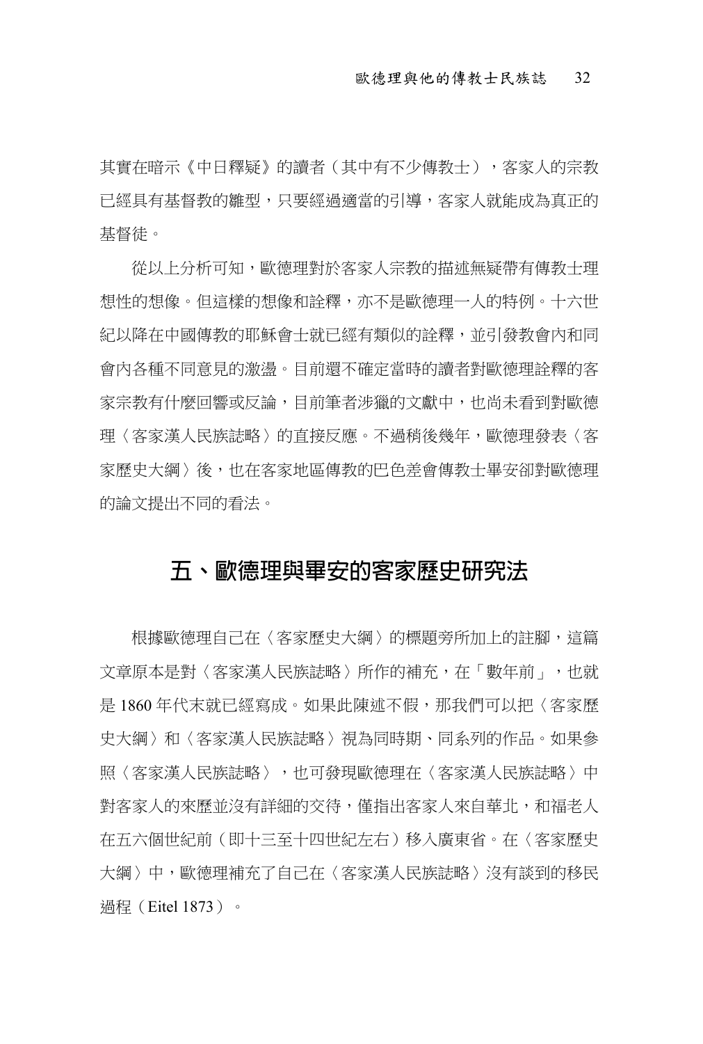其實在暗示《中日釋疑》的讀者（其中有不少傳教士），客家人的宗教已經具有基督教的雛型，只要經過適當的引導，客家人就能成為真正的基督徒。

從以上分析可知，歐德理對於客家人宗教的描述無疑帶有傳教士理想性的想像。但這樣的想像和詮釋，亦不是歐德理一人的特例。十六世紀以降在中國傳教的耶穌會士就已經有類似的詮釋，並引發教會內和同會內各種不同意見的激盪。目前還不確定當時的讀者對歐德理詮釋的客家宗教有什麼回響或反論，目前筆者涉獵的文獻中，也尚未看到對歐德理〈客家漢人民族誌略〉的直接反應。不過稍後幾年，歐德理發表〈客家歷史大綱〉後，也在客家地區傳教的巴色差會傳教士畢安卻對歐德理的論文提出不同的看法。

## 五、歐德理與畢安的客家歷史研究法

根據歐德理自己在〈客家歷史大綱〉的標題旁所加上的註腳，這篇文章原本是對〈客家漢人民族誌略〉所作的補充，在「數年前」，也就是 1860 年代末就已經寫成。如果此陳述不假，那我們可以把〈客家歷史大綱〉和〈客家漢人民族誌略〉視為同時期、同系列的作品。如果參照〈客家漢人民族誌略〉，也可發現歐德理在〈客家漢人民族誌略〉中對客家人的來歷並沒有詳細的交待，僅指出客家人來自華北，和福老人在五六個世紀前（即十三至十四世紀左右）移入廣東省。在〈客家歷史大綱〉中，歐德理補充了自己在〈客家漢人民族誌略〉沒有談到的移民過程（Eitel 1873）。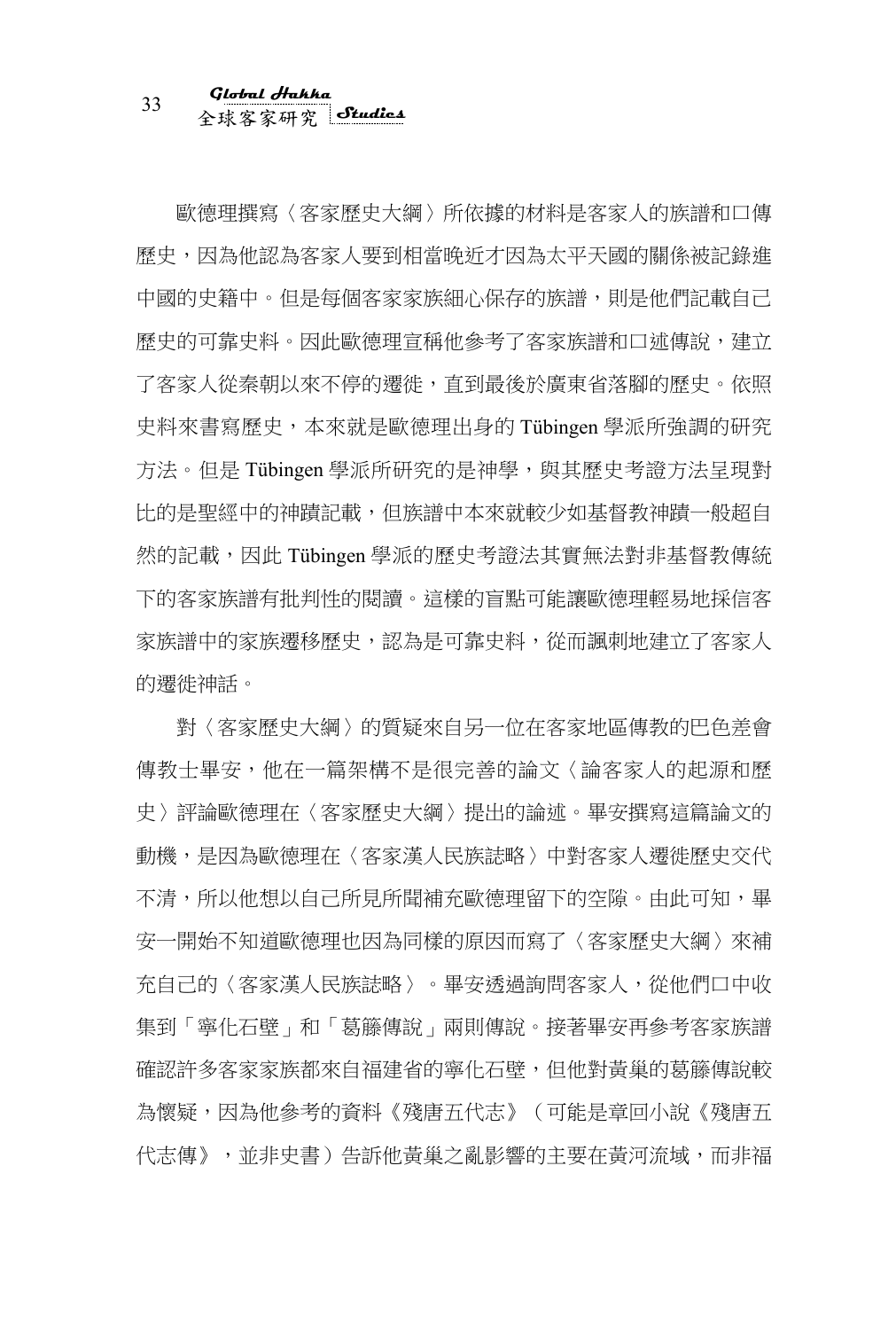歐德理撰寫〈客家歷史大綱〉所依據的材料是客家人的族譜和口傳歷史，因為他認為客家人要到相當晚近才因為太平天國的關係被記錄進中國的史籍中。但是每個客家家族細心保存的族譜，則是他們記載自己歷史的可靠史料。因此歐德理宣稱他參考了客家族譜和口述傳說，建立了客家人從秦朝以來不停的遷徙，直到最後於廣東省落腳的歷史。依照史料來書寫歷史，本來就是歐德理出身的 Tübingen 學派所強調的研究方法。但是 Tübingen 學派所研究的是神學，與其歷史考證方法呈現對比的是聖經中的神蹟記載，但族譜中本來就較少如基督教神蹟一般超自然的記載，因此 Tübingen 學派的歷史考證法其實無法對非基督教傳統下的客家族譜有批判性的閱讀。這樣的盲點可能讓歐德理輕易地採信客家族譜中的家族遷移歷史，認為是可靠史料，從而諷刺地建立了客家人的遷徙神話。

對〈客家歷史大綱〉的質疑來自另一位在客家地區傳教的巴色差會傳教士畢安，他在一篇架構不是很完善的論文〈論客家人的起源和歷史〉評論歐德理在〈客家歷史大綱〉提出的論述。畢安撰寫這篇論文的動機，是因為歐德理在〈客家漢人民族誌略〉中對客家人遷徙歷史交代不清，所以他想以自己所見所聞補充歐德理留下的空隙。由此可知，畢安一開始不知道歐德理也因為同樣的原因而寫了〈客家歷史大綱〉來補充自己的〈客家漢人民族誌略〉。畢安透過詢問客家人，從他們口中收集到「寧化石壁」和「葛籐傳說」兩則傳說。接著畢安再參考客家族譜確認許多客家家族都來自福建省的寧化石壁，但他對黃巢的葛籐傳說較為懷疑，因為他參考的資料《殘唐五代志》（可能是章回小說《殘唐五代志傳》，並非史書）告訴他黃巢之亂影響的主要在黃河流域，而非福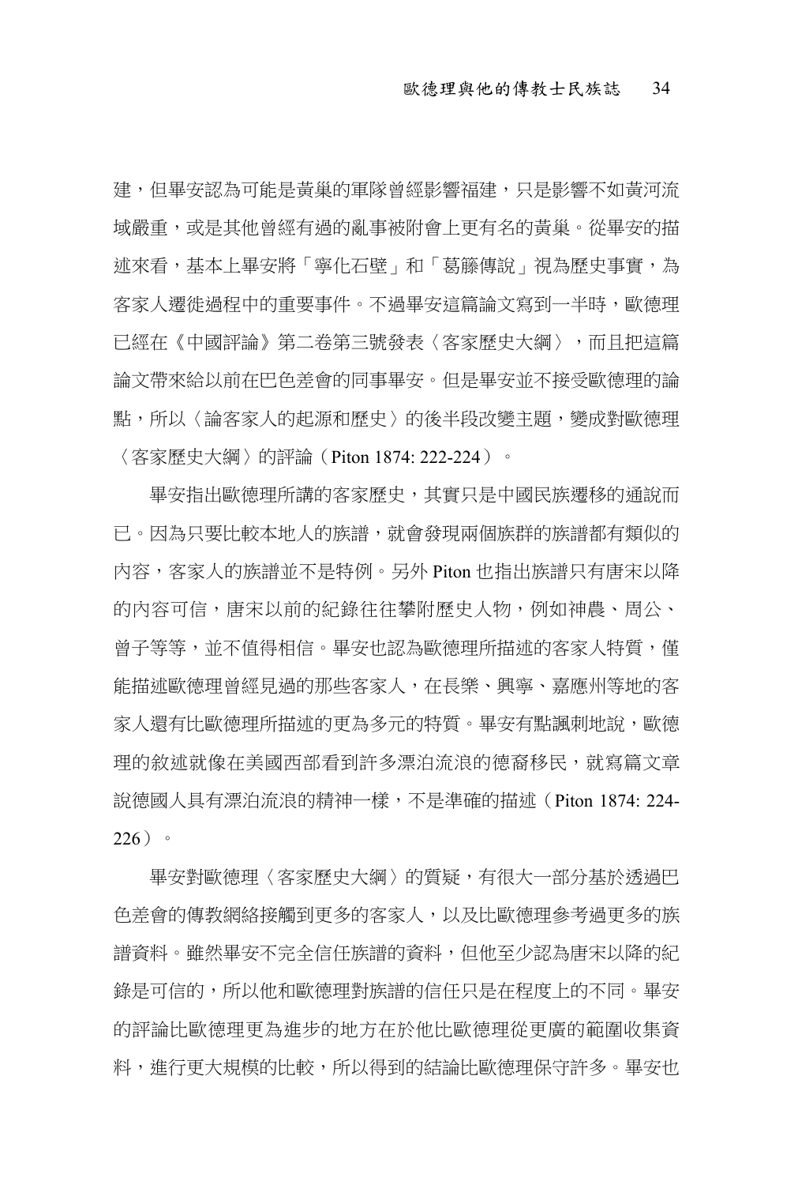建，但畢安認為可能是黃巢的軍隊曾經影響福建，只是影響不如黃河流域嚴重，或是其他曾經有過的亂事被附會上更有名的黃巢。從畢安的描述來看，基本上畢安將「寧化石壁」和「葛籐傳說」視為歷史事實，為客家人遷徙過程中的重要事件。不過畢安這篇論文寫到一半時，歐德理已經在《中國評論》第二卷第三號發表〈客家歷史大綱〉，而且把這篇論文帶來給以前在巴色差會的同事畢安。但是畢安並不接受歐德理的論點，所以〈論客家人的起源和歷史〉的後半段改變主題，變成對歐德理〈客家歷史大綱〉的評論（Piton 1874: 222-224）。

畢安指出歐德理所講的客家歷史，其實只是中國民族遷移的通說而已。因為只要比較本地人的族譜，就會發現兩個族群的族譜都有類似的內容，客家人的族譜並不是特例。另外 Piton 也指出族譜只有唐宋以降的內容可信，唐宋以前的紀錄往往攀附歷史人物，例如神農、周公、曾子等等，並不值得相信。畢安也認為歐德理所描述的客家人特質，僅能描述歐德理曾經見過的那些客家人，在長樂、興寧、嘉應州等地的客家人還有比歐德理所描述的更為多元的特質。畢安有點諷刺地說，歐德理的敘述就像在美國西部看到許多漂泊流浪的德裔移民，就寫篇文章說德國人具有漂泊流浪的精神一樣，不是準確的描述（Piton 1874: 224-226）。

畢安對歐德理〈客家歷史大綱〉的質疑，有很大一部分基於透過巴色差會的傳教網絡接觸到更多的客家人，以及比歐德理參考過更多的族譜資料。雖然畢安不完全信任族譜的資料，但他至少認為唐宋以降的紀錄是可信的，所以他和歐德理對族譜的信任只是在程度上的不同。畢安的評論比歐德理更為進步的地方在於他比歐德理從更廣的範圍收集資料，進行更大規模的比較，所以得到的結論比歐德理保守許多。畢安也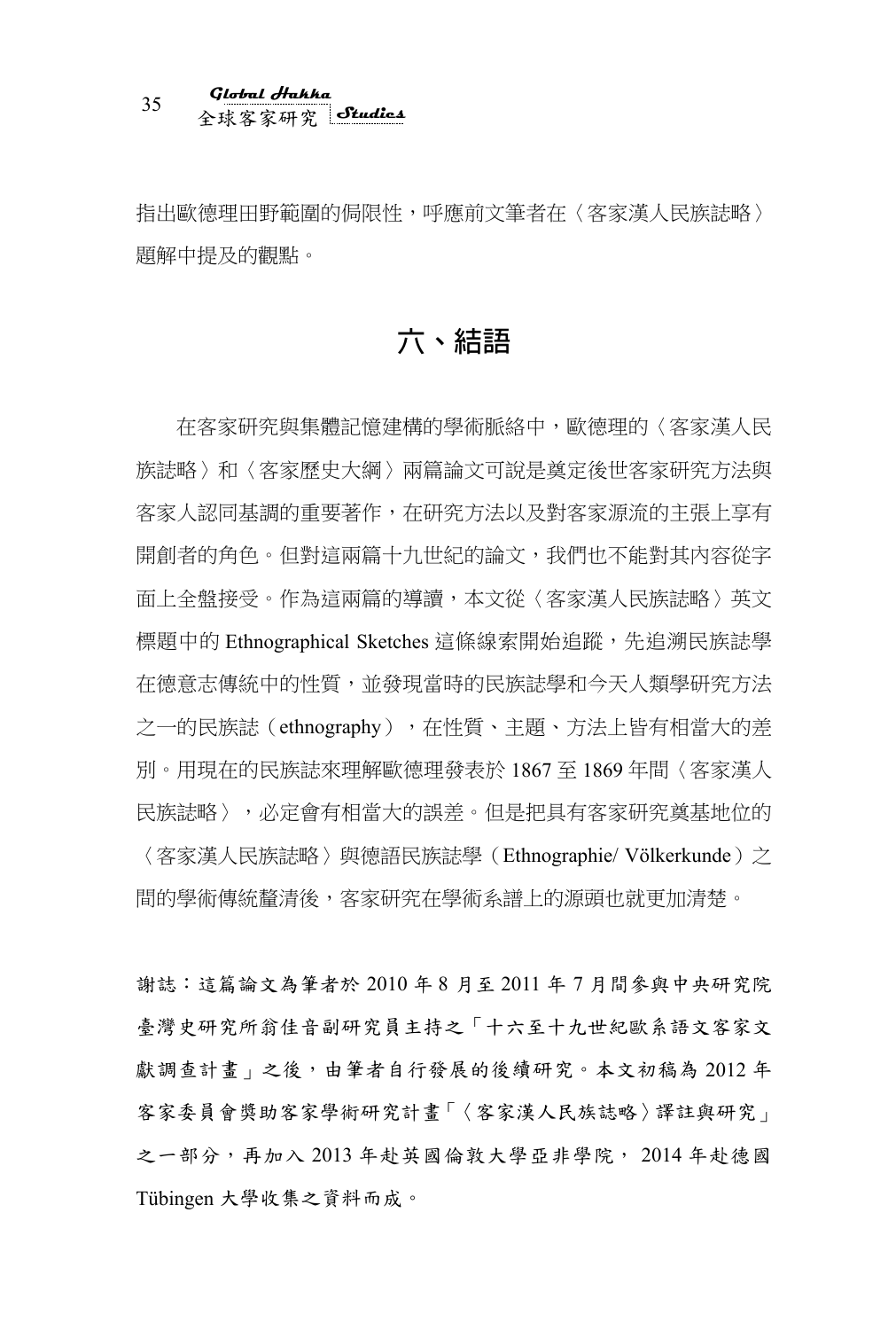指出歐德理田野範圍的侷限性，呼應前文筆者在〈客家漢人民族誌略〉題解中提及的觀點。

## 六、結語

在客家研究與集體記憶建構的學術脈絡中，歐德理的〈客家漢人民族誌略〉和〈客家歷史大綱〉兩篇論文可說是奠定後世客家研究方法與客家人認同基調的重要著作，在研究方法以及對客家源流的主張上享有開創者的角色。但對這兩篇十九世紀的論文，我們也不能對其內容從字面上全盤接受。作為這兩篇的導讀，本文從〈客家漢人民族誌略〉英文標題中的 Ethnographical Sketches 這條線索開始追蹤，先追溯民族誌學在德意志傳統中的性質，並發現當時的民族誌學和今天人類學研究方法之一的民族誌（ethnography），在性質、主題、方法上皆有相當大的差別。用現在的民族誌來理解歐德理發表於 1867 至 1869 年間〈客家漢人民族誌略〉，必定會有相當大的誤差。但是把具有客家研究奠基地位的〈客家漢人民族誌略〉與德語民族誌學（Ethnographie/ Völkerkunde）之間的學術傳統釐清後，客家研究在學術系譜上的源頭也就更加清楚。

謝誌：這篇論文為筆者於 2010 年 8 月至 2011 年 7 月間參與中央研究院臺灣史研究所翁佳音副研究員主持之「十六至十九世紀歐系語文客家文獻調查計畫」之後，由筆者自行發展的後續研究。本文初稿為 2012 年客家委員會獎助客家學術研究計畫「〈客家漢人民族誌略〉譯註與研究」之一部分，再加入 2013 年赴英國倫敦大學亞非學院，2014 年赴德國 Tübingen 大學收集之資料而成。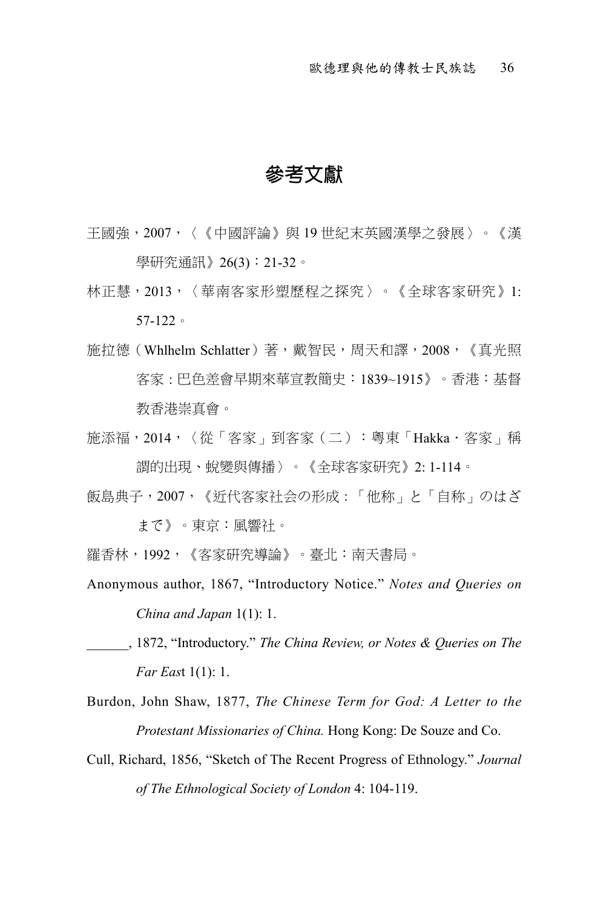# 參考文獻

王國強，2007，〈《中國評論》與 19 世紀末英國漢學之發展〉。《漢學研究通訊》26(3)：21-32。

林正慧，2013，〈華南客家形塑歷程之探究〉。《全球客家研究》1: 57-122。

施拉德（Whlhelm Schlatter）著，戴智民，周天和譯，2008，《真光照客家：巴色差會早期來華宣教簡史：1839~1915》。香港：基督教香港崇真會。

施添福，2014，〈從「客家」到客家（二）：粵東「Hakka・客家」稱謂的出現、蛻變與傳播〉。《全球客家研究》2: 1-114。

飯島典子，2007，《近代客家社会の形成：「他称」と「自称」のはざまで》。東京：風響社。

羅香林，1992，《客家研究導論》。臺北：南天書局。

Anonymous author, 1867, "Introductory Notice." *Notes and Queries on China and Japan* 1(1): 1.

______, 1872, "Introductory." *The China Review, or Notes & Queries on The Far Eas*t 1(1): 1.

Burdon, John Shaw, 1877, *The Chinese Term for God: A Letter to the Protestant Missionaries of China.* Hong Kong: De Souze and Co.

Cull, Richard, 1856, "Sketch of The Recent Progress of Ethnology." *Journal of The Ethnological Society of London* 4: 104-119.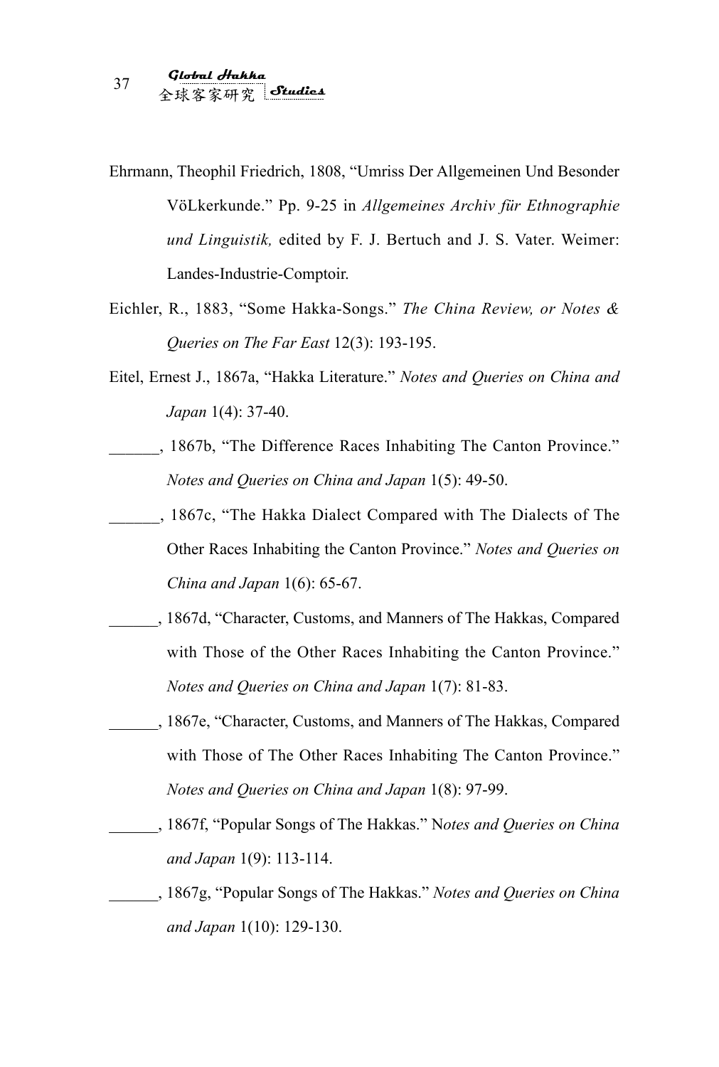Ehrmann, Theophil Friedrich, 1808, “Umriss Der Allgemeinen Und Besonder VöLkerkunde.” Pp. 9-25 in *Allgemeines Archiv für Ethnographie und Linguistik,* edited by F. J. Bertuch and J. S. Vater. Weimer: Landes-Industrie-Comptoir.

Eichler, R., 1883, “Some Hakka-Songs.” *The China Review, or Notes & Queries on The Far East* 12(3): 193-195.

Eitel, Ernest J., 1867a, “Hakka Literature.” *Notes and Queries on China and Japan* 1(4): 37-40.

______, 1867b, “The Difference Races Inhabiting The Canton Province.” *Notes and Queries on China and Japan* 1(5): 49-50.

______, 1867c, “The Hakka Dialect Compared with The Dialects of The Other Races Inhabiting the Canton Province.” *Notes and Queries on China and Japan* 1(6): 65-67.

______, 1867d, “Character, Customs, and Manners of The Hakkas, Compared with Those of the Other Races Inhabiting the Canton Province.” *Notes and Queries on China and Japan* 1(7): 81-83.

______, 1867e, “Character, Customs, and Manners of The Hakkas, Compared with Those of The Other Races Inhabiting The Canton Province.” *Notes and Queries on China and Japan* 1(8): 97-99.

______, 1867f, “Popular Songs of The Hakkas.” N*otes and Queries on China and Japan* 1(9): 113-114.

______, 1867g, “Popular Songs of The Hakkas.” *Notes and Queries on China and Japan* 1(10): 129-130.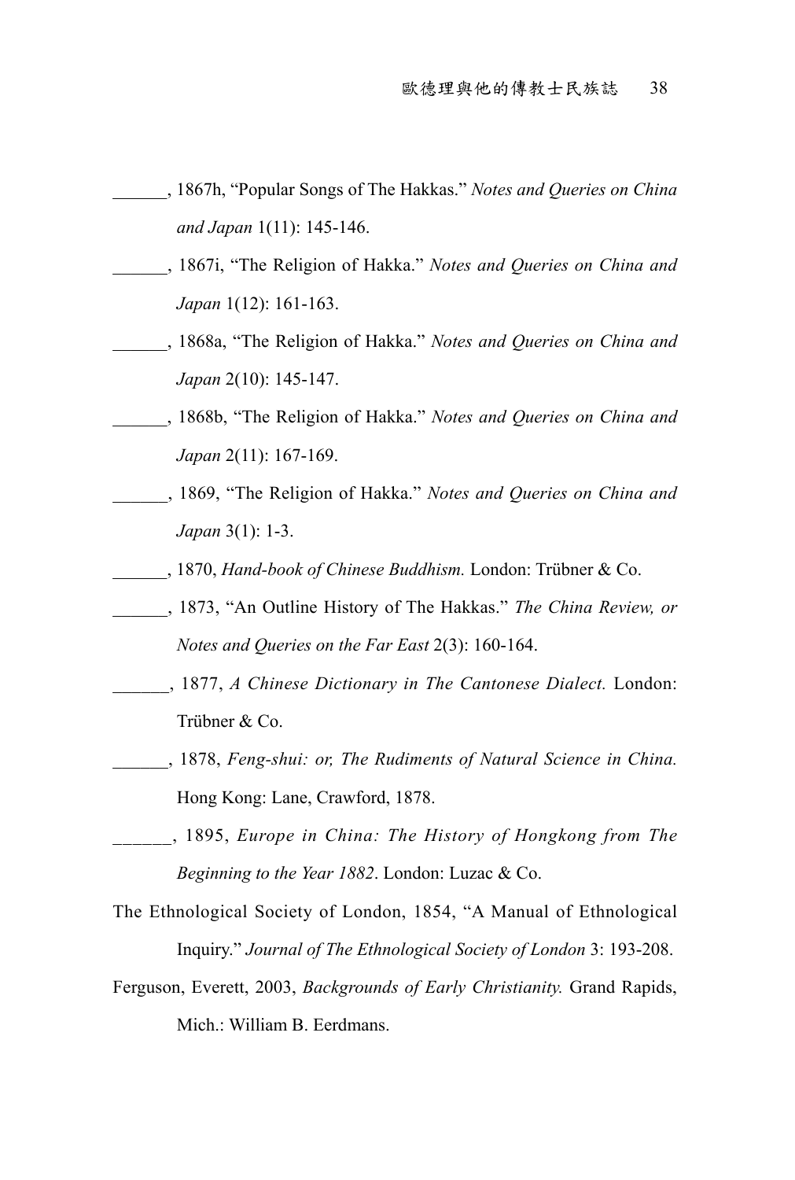______, 1867h, “Popular Songs of The Hakkas.” *Notes and Queries on China and Japan* 1(11): 145-146.

______, 1867i, “The Religion of Hakka.” *Notes and Queries on China and Japan* 1(12): 161-163.

______, 1868a, “The Religion of Hakka.” *Notes and Queries on China and Japan* 2(10): 145-147.

______, 1868b, “The Religion of Hakka.” *Notes and Queries on China and Japan* 2(11): 167-169.

______, 1869, “The Religion of Hakka.” *Notes and Queries on China and Japan* 3(1): 1-3.

______, 1870, *Hand-book of Chinese Buddhism.* London: Trübner & Co.

______, 1873, “An Outline History of The Hakkas.” *The China Review, or Notes and Queries on the Far East* 2(3): 160-164.

______, 1877, *A Chinese Dictionary in The Cantonese Dialect.* London: Trübner & Co.

______, 1878, *Feng-shui: or, The Rudiments of Natural Science in China.* Hong Kong: Lane, Crawford, 1878.

______, 1895, *Europe in China: The History of Hongkong from The Beginning to the Year 1882*. London: Luzac & Co.

The Ethnological Society of London, 1854, “A Manual of Ethnological Inquiry.” *Journal of The Ethnological Society of London* 3: 193-208.

Ferguson, Everett, 2003, *Backgrounds of Early Christianity.* Grand Rapids, Mich.: William B. Eerdmans.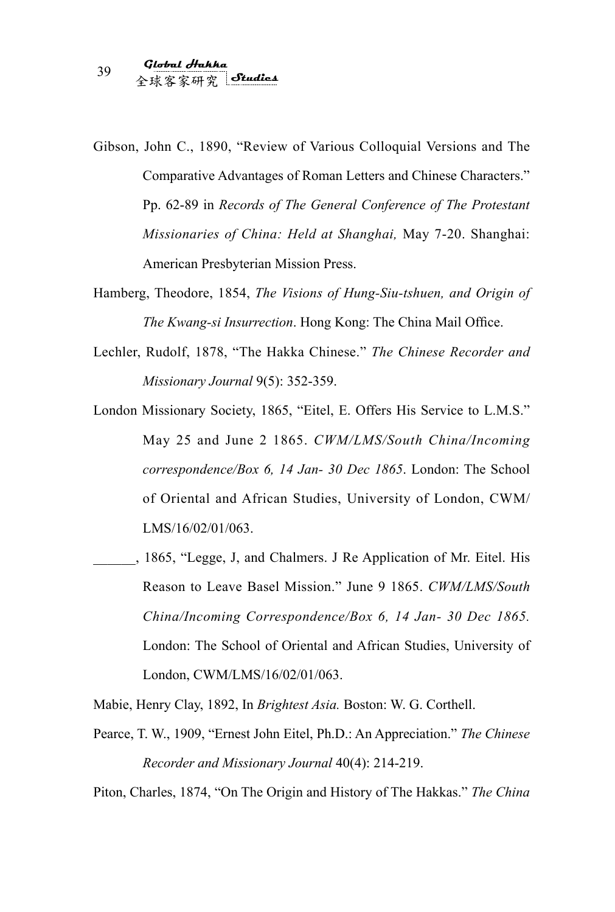Gibson, John C., 1890, "Review of Various Colloquial Versions and The Comparative Advantages of Roman Letters and Chinese Characters." Pp. 62-89 in *Records of The General Conference of The Protestant Missionaries of China: Held at Shanghai,* May 7-20. Shanghai: American Presbyterian Mission Press.

Hamberg, Theodore, 1854, *The Visions of Hung-Siu-tshuen, and Origin of The Kwang-si Insurrection*. Hong Kong: The China Mail Office.

Lechler, Rudolf, 1878, "The Hakka Chinese." *The Chinese Recorder and Missionary Journal* 9(5): 352-359.

London Missionary Society, 1865, "Eitel, E. Offers His Service to L.M.S." May 25 and June 2 1865. *CWM/LMS/South China/Incoming correspondence/Box 6, 14 Jan- 30 Dec 1865*. London: The School of Oriental and African Studies, University of London, CWM/LMS/16/02/01/063.

______, 1865, "Legge, J, and Chalmers. J Re Application of Mr. Eitel. His Reason to Leave Basel Mission." June 9 1865. *CWM/LMS/South China/Incoming Correspondence/Box 6, 14 Jan- 30 Dec 1865.* London: The School of Oriental and African Studies, University of London, CWM/LMS/16/02/01/063.

Mabie, Henry Clay, 1892, In *Brightest Asia.* Boston: W. G. Corthell.

Pearce, T. W., 1909, "Ernest John Eitel, Ph.D.: An Appreciation." *The Chinese Recorder and Missionary Journal* 40(4): 214-219.

Piton, Charles, 1874, "On The Origin and History of The Hakkas." *The China*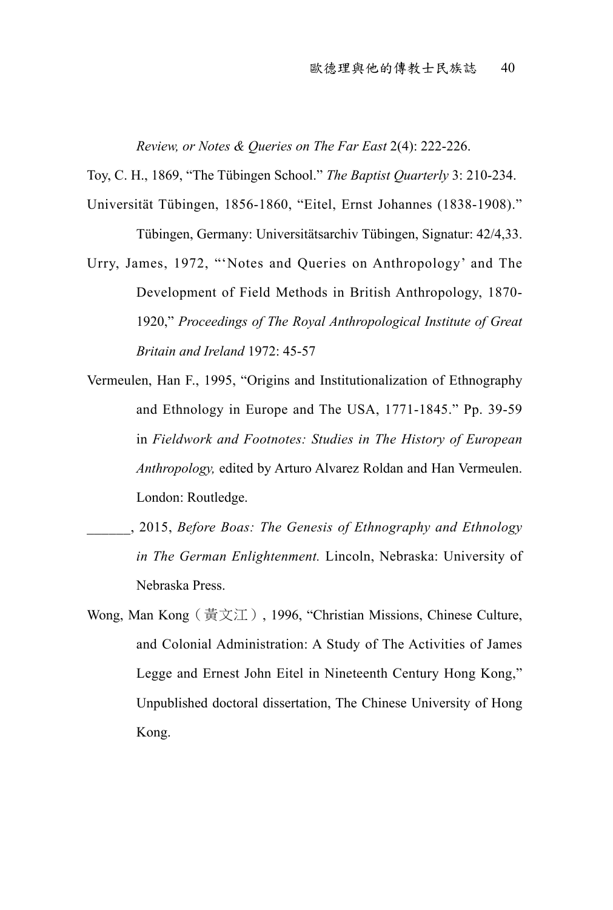*Review, or Notes & Queries on The Far East* 2(4): 222-226.

Toy, C. H., 1869, "The Tübingen School." *The Baptist Quarterly* 3: 210-234.

Universität Tübingen, 1856-1860, "Eitel, Ernst Johannes (1838-1908)." Tübingen, Germany: Universitätsarchiv Tübingen, Signatur: 42/4,33.

Urry, James, 1972, "'Notes and Queries on Anthropology' and The Development of Field Methods in British Anthropology, 1870-1920," *Proceedings of The Royal Anthropological Institute of Great Britain and Ireland* 1972: 45-57

Vermeulen, Han F., 1995, "Origins and Institutionalization of Ethnography and Ethnology in Europe and The USA, 1771-1845." Pp. 39-59 in *Fieldwork and Footnotes: Studies in The History of European Anthropology,* edited by Arturo Alvarez Roldan and Han Vermeulen. London: Routledge.

______, 2015, *Before Boas: The Genesis of Ethnography and Ethnology in The German Enlightenment.* Lincoln, Nebraska: University of Nebraska Press.

Wong, Man Kong（黃文江）, 1996, "Christian Missions, Chinese Culture, and Colonial Administration: A Study of The Activities of James Legge and Ernest John Eitel in Nineteenth Century Hong Kong," Unpublished doctoral dissertation, The Chinese University of Hong Kong.